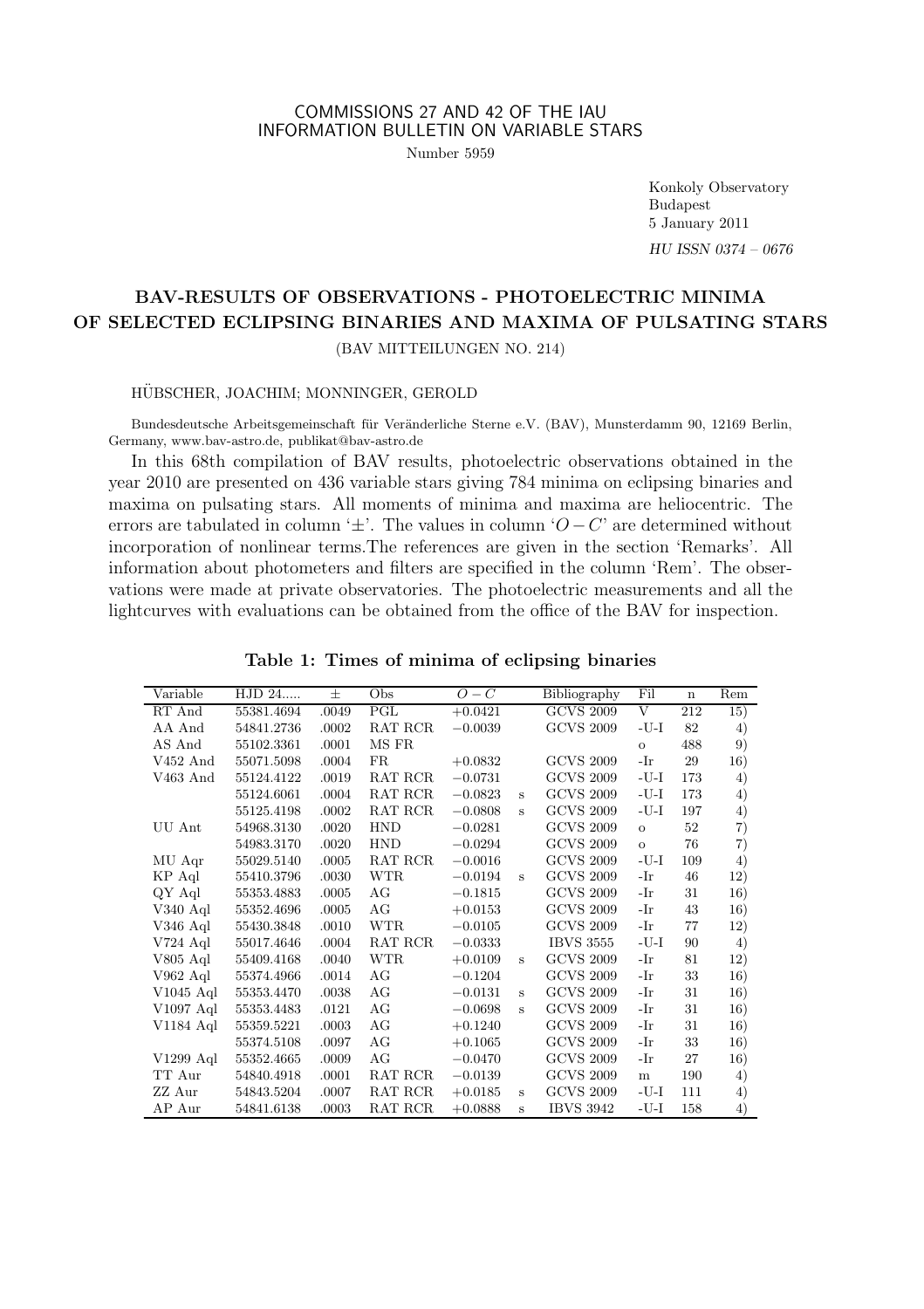COMMISSIONS 27 AND 42 OF THE IAU
INFORMATION BULLETIN ON VARIABLE STARS

Number 5959

Konkoly Observatory
Budapest
5 January 2011

*HU ISSN 0374 – 0676*

# BAV-RESULTS OF OBSERVATIONS - PHOTOELECTRIC MINIMA OF SELECTED ECLIPSING BINARIES AND MAXIMA OF PULSATING STARS

(BAV MITTEILUNGEN NO. 214)

HÜBSCHER, JOACHIM; MONNINGER, GEROLD

Bundesdeutsche Arbeitsgemeinschaft für Veränderliche Sterne e.V. (BAV), Munsterdamm 90, 12169 Berlin, Germany, www.bav-astro.de, publikat@bav-astro.de

In this 68th compilation of BAV results, photoelectric observations obtained in the year 2010 are presented on 436 variable stars giving 784 minima on eclipsing binaries and maxima on pulsating stars. All moments of minima and maxima are heliocentric. The errors are tabulated in column '±'. The values in column '$O-C$' are determined without incorporation of nonlinear terms.The references are given in the section 'Remarks'. All information about photometers and filters are specified in the column 'Rem'. The observations were made at private observatories. The photoelectric measurements and all the lightcurves with evaluations can be obtained from the office of the BAV for inspection.

**Table 1: Times of minima of eclipsing binaries**

| Variable | HJD 24..... | ± | Obs | $O-C$ | | Bibliography | Fil | n | Rem |
|---|---|---|---|---|---|---|---|---|---|
| RT And | 55381.4694 | .0049 | PGL | +0.0421 | | GCVS 2009 | V | 212 | 15) |
| AA And | 54841.2736 | .0002 | RAT RCR | −0.0039 | | GCVS 2009 | -U-I | 82 | 4) |
| AS And | 55102.3361 | .0001 | MS FR | | | | o | 488 | 9) |
| V452 And | 55071.5098 | .0004 | FR | +0.0832 | | GCVS 2009 | -Ir | 29 | 16) |
| V463 And | 55124.4122 | .0019 | RAT RCR | −0.0731 | | GCVS 2009 | -U-I | 173 | 4) |
| | 55124.6061 | .0004 | RAT RCR | −0.0823 | s | GCVS 2009 | -U-I | 173 | 4) |
| | 55125.4198 | .0002 | RAT RCR | −0.0808 | s | GCVS 2009 | -U-I | 197 | 4) |
| UU Ant | 54968.3130 | .0020 | HND | −0.0281 | | GCVS 2009 | o | 52 | 7) |
| | 54983.3170 | .0020 | HND | −0.0294 | | GCVS 2009 | o | 76 | 7) |
| MU Aqr | 55029.5140 | .0005 | RAT RCR | −0.0016 | | GCVS 2009 | -U-I | 109 | 4) |
| KP Aql | 55410.3796 | .0030 | WTR | −0.0194 | s | GCVS 2009 | -Ir | 46 | 12) |
| QY Aql | 55353.4883 | .0005 | AG | −0.1815 | | GCVS 2009 | -Ir | 31 | 16) |
| V340 Aql | 55352.4696 | .0005 | AG | +0.0153 | | GCVS 2009 | -Ir | 43 | 16) |
| V346 Aql | 55430.3848 | .0010 | WTR | −0.0105 | | GCVS 2009 | -Ir | 77 | 12) |
| V724 Aql | 55017.4646 | .0004 | RAT RCR | −0.0333 | | IBVS 3555 | -U-I | 90 | 4) |
| V805 Aql | 55409.4168 | .0040 | WTR | +0.0109 | s | GCVS 2009 | -Ir | 81 | 12) |
| V962 Aql | 55374.4966 | .0014 | AG | −0.1204 | | GCVS 2009 | -Ir | 33 | 16) |
| V1045 Aql | 55353.4470 | .0038 | AG | −0.0131 | s | GCVS 2009 | -Ir | 31 | 16) |
| V1097 Aql | 55353.4483 | .0121 | AG | −0.0698 | s | GCVS 2009 | -Ir | 31 | 16) |
| V1184 Aql | 55359.5221 | .0003 | AG | +0.1240 | | GCVS 2009 | -Ir | 31 | 16) |
| | 55374.5108 | .0097 | AG | +0.1065 | | GCVS 2009 | -Ir | 33 | 16) |
| V1299 Aql | 55352.4665 | .0009 | AG | −0.0470 | | GCVS 2009 | -Ir | 27 | 16) |
| TT Aur | 54840.4918 | .0001 | RAT RCR | −0.0139 | | GCVS 2009 | m | 190 | 4) |
| ZZ Aur | 54843.5204 | .0007 | RAT RCR | +0.0185 | s | GCVS 2009 | -U-I | 111 | 4) |
| AP Aur | 54841.6138 | .0003 | RAT RCR | +0.0888 | s | IBVS 3942 | -U-I | 158 | 4) |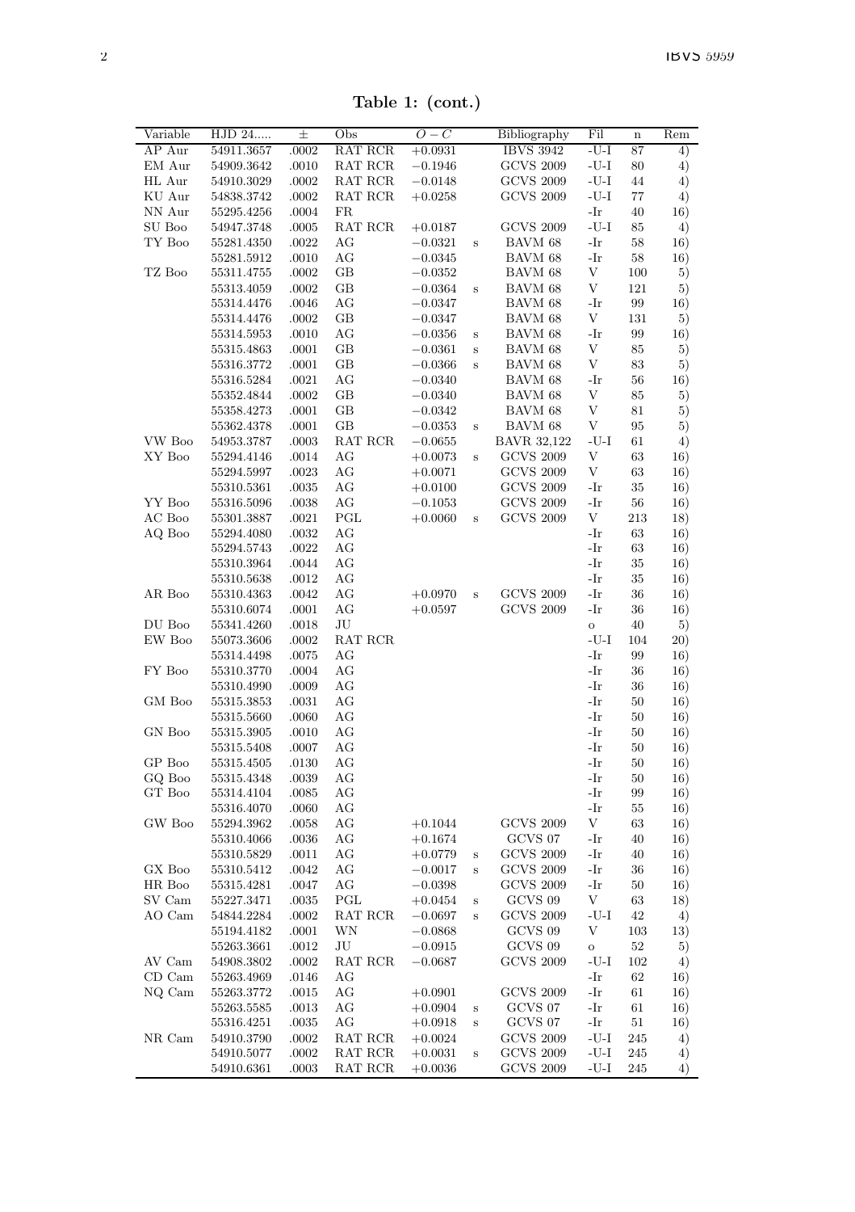**Table 1: (cont.)**

| Variable | HJD 24..... | ± | Obs | $O-C$ | | Bibliography | Fil | n | Rem |
|---|---|---|---|---|---|---|---|---|---|
| AP Aur | 54911.3657 | .0002 | RAT RCR | +0.0931 | | IBVS 3942 | -U-I | 87 | 4) |
| EM Aur | 54909.3642 | .0010 | RAT RCR | −0.1946 | | GCVS 2009 | -U-I | 80 | 4) |
| HL Aur | 54910.3029 | .0002 | RAT RCR | −0.0148 | | GCVS 2009 | -U-I | 44 | 4) |
| KU Aur | 54838.3742 | .0002 | RAT RCR | +0.0258 | | GCVS 2009 | -U-I | 77 | 4) |
| NN Aur | 55295.4256 | .0004 | FR | | | | -Ir | 40 | 16) |
| SU Boo | 54947.3748 | .0005 | RAT RCR | +0.0187 | | GCVS 2009 | -U-I | 85 | 4) |
| TY Boo | 55281.4350 | .0022 | AG | −0.0321 | s | BAVM 68 | -Ir | 58 | 16) |
| | 55281.5912 | .0010 | AG | −0.0345 | | BAVM 68 | -Ir | 58 | 16) |
| TZ Boo | 55311.4755 | .0002 | GB | −0.0352 | | BAVM 68 | V | 100 | 5) |
| | 55313.4059 | .0002 | GB | −0.0364 | s | BAVM 68 | V | 121 | 5) |
| | 55314.4476 | .0046 | AG | −0.0347 | | BAVM 68 | -Ir | 99 | 16) |
| | 55314.4476 | .0002 | GB | −0.0347 | | BAVM 68 | V | 131 | 5) |
| | 55314.5953 | .0010 | AG | −0.0356 | s | BAVM 68 | -Ir | 99 | 16) |
| | 55315.4863 | .0001 | GB | −0.0361 | s | BAVM 68 | V | 85 | 5) |
| | 55316.3772 | .0001 | GB | −0.0366 | s | BAVM 68 | V | 83 | 5) |
| | 55316.5284 | .0021 | AG | −0.0340 | | BAVM 68 | -Ir | 56 | 16) |
| | 55352.4844 | .0002 | GB | −0.0340 | | BAVM 68 | V | 85 | 5) |
| | 55358.4273 | .0001 | GB | −0.0342 | | BAVM 68 | V | 81 | 5) |
| | 55362.4378 | .0001 | GB | −0.0353 | s | BAVM 68 | V | 95 | 5) |
| VW Boo | 54953.3787 | .0003 | RAT RCR | −0.0655 | | BAVR 32,122 | -U-I | 61 | 4) |
| XY Boo | 55294.4146 | .0014 | AG | +0.0073 | s | GCVS 2009 | V | 63 | 16) |
| | 55294.5997 | .0023 | AG | +0.0071 | | GCVS 2009 | V | 63 | 16) |
| | 55310.5361 | .0035 | AG | +0.0100 | | GCVS 2009 | -Ir | 35 | 16) |
| YY Boo | 55316.5096 | .0038 | AG | −0.1053 | | GCVS 2009 | -Ir | 56 | 16) |
| AC Boo | 55301.3887 | .0021 | PGL | +0.0060 | s | GCVS 2009 | V | 213 | 18) |
| AQ Boo | 55294.4080 | .0032 | AG | | | | -Ir | 63 | 16) |
| | 55294.5743 | .0022 | AG | | | | -Ir | 63 | 16) |
| | 55310.3964 | .0044 | AG | | | | -Ir | 35 | 16) |
| | 55310.5638 | .0012 | AG | | | | -Ir | 35 | 16) |
| AR Boo | 55310.4363 | .0042 | AG | +0.0970 | s | GCVS 2009 | -Ir | 36 | 16) |
| | 55310.6074 | .0001 | AG | +0.0597 | | GCVS 2009 | -Ir | 36 | 16) |
| DU Boo | 55341.4260 | .0018 | JU | | | | o | 40 | 5) |
| EW Boo | 55073.3606 | .0002 | RAT RCR | | | | -U-I | 104 | 20) |
| | 55314.4498 | .0075 | AG | | | | -Ir | 99 | 16) |
| FY Boo | 55310.3770 | .0004 | AG | | | | -Ir | 36 | 16) |
| | 55310.4990 | .0009 | AG | | | | -Ir | 36 | 16) |
| GM Boo | 55315.3853 | .0031 | AG | | | | -Ir | 50 | 16) |
| | 55315.5660 | .0060 | AG | | | | -Ir | 50 | 16) |
| GN Boo | 55315.3905 | .0010 | AG | | | | -Ir | 50 | 16) |
| | 55315.5408 | .0007 | AG | | | | -Ir | 50 | 16) |
| GP Boo | 55315.4505 | .0130 | AG | | | | -Ir | 50 | 16) |
| GQ Boo | 55315.4348 | .0039 | AG | | | | -Ir | 50 | 16) |
| GT Boo | 55314.4104 | .0085 | AG | | | | -Ir | 99 | 16) |
| | 55316.4070 | .0060 | AG | | | | -Ir | 55 | 16) |
| GW Boo | 55294.3962 | .0058 | AG | +0.1044 | | GCVS 2009 | V | 63 | 16) |
| | 55310.4066 | .0036 | AG | +0.1674 | | GCVS 07 | -Ir | 40 | 16) |
| | 55310.5829 | .0011 | AG | +0.0779 | s | GCVS 2009 | -Ir | 40 | 16) |
| GX Boo | 55310.5412 | .0042 | AG | −0.0017 | s | GCVS 2009 | -Ir | 36 | 16) |
| HR Boo | 55315.4281 | .0047 | AG | −0.0398 | | GCVS 2009 | -Ir | 50 | 16) |
| SV Cam | 55227.3471 | .0035 | PGL | +0.0454 | s | GCVS 09 | V | 63 | 18) |
| AO Cam | 54844.2284 | .0002 | RAT RCR | −0.0697 | s | GCVS 2009 | -U-I | 42 | 4) |
| | 55194.4182 | .0001 | WN | −0.0868 | | GCVS 09 | V | 103 | 13) |
| | 55263.3661 | .0012 | JU | −0.0915 | | GCVS 09 | o | 52 | 5) |
| AV Cam | 54908.3802 | .0002 | RAT RCR | −0.0687 | | GCVS 2009 | -U-I | 102 | 4) |
| CD Cam | 55263.4969 | .0146 | AG | | | | -Ir | 62 | 16) |
| NQ Cam | 55263.3772 | .0015 | AG | +0.0901 | | GCVS 2009 | -Ir | 61 | 16) |
| | 55263.5585 | .0013 | AG | +0.0904 | s | GCVS 07 | -Ir | 61 | 16) |
| | 55316.4251 | .0035 | AG | +0.0918 | s | GCVS 07 | -Ir | 51 | 16) |
| NR Cam | 54910.3790 | .0002 | RAT RCR | +0.0024 | | GCVS 2009 | -U-I | 245 | 4) |
| | 54910.5077 | .0002 | RAT RCR | +0.0031 | s | GCVS 2009 | -U-I | 245 | 4) |
| | 54910.6361 | .0003 | RAT RCR | +0.0036 | | GCVS 2009 | -U-I | 245 | 4) |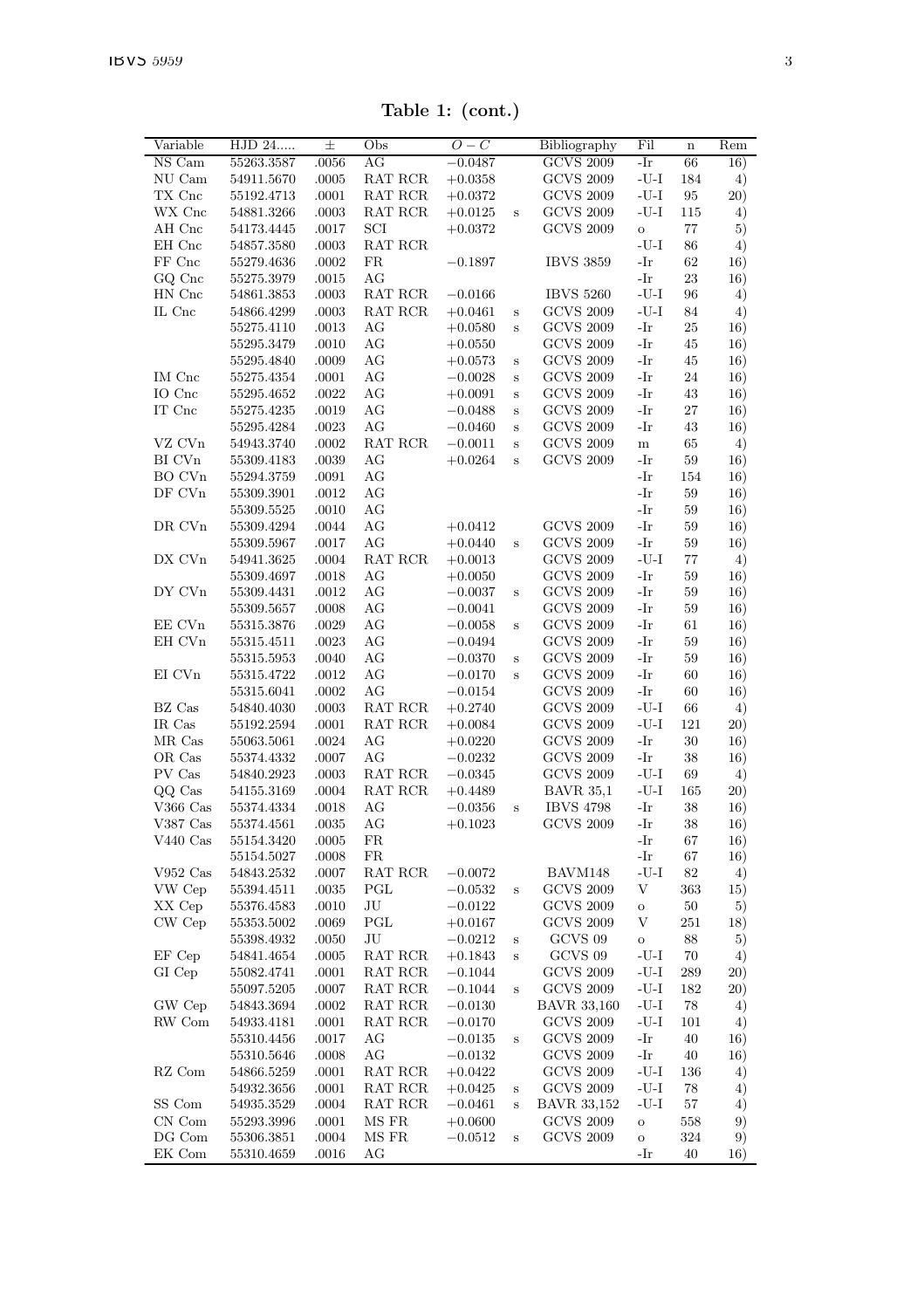**Table 1: (cont.)**

| Variable | HJD 24..... | ± | Obs | $O-C$ | | Bibliography | Fil | n | Rem |
|---|---|---|---|---|---|---|---|---|---|
| NS Cam | 55263.3587 | .0056 | AG | −0.0487 | | GCVS 2009 | -Ir | 66 | 16) |
| NU Cam | 54911.5670 | .0005 | RAT RCR | +0.0358 | | GCVS 2009 | -U-I | 184 | 4) |
| TX Cnc | 55192.4713 | .0001 | RAT RCR | +0.0372 | | GCVS 2009 | -U-I | 95 | 20) |
| WX Cnc | 54881.3266 | .0003 | RAT RCR | +0.0125 | s | GCVS 2009 | -U-I | 115 | 4) |
| AH Cnc | 54173.4445 | .0017 | SCI | +0.0372 | | GCVS 2009 | o | 77 | 5) |
| EH Cnc | 54857.3580 | .0003 | RAT RCR | | | | -U-I | 86 | 4) |
| FF Cnc | 55279.4636 | .0002 | FR | −0.1897 | | IBVS 3859 | -Ir | 62 | 16) |
| GQ Cnc | 55275.3979 | .0015 | AG | | | | -Ir | 23 | 16) |
| HN Cnc | 54861.3853 | .0003 | RAT RCR | −0.0166 | | IBVS 5260 | -U-I | 96 | 4) |
| IL Cnc | 54866.4299 | .0003 | RAT RCR | +0.0461 | s | GCVS 2009 | -U-I | 84 | 4) |
| | 55275.4110 | .0013 | AG | +0.0580 | s | GCVS 2009 | -Ir | 25 | 16) |
| | 55295.3479 | .0010 | AG | +0.0550 | | GCVS 2009 | -Ir | 45 | 16) |
| | 55295.4840 | .0009 | AG | +0.0573 | s | GCVS 2009 | -Ir | 45 | 16) |
| IM Cnc | 55275.4354 | .0001 | AG | −0.0028 | s | GCVS 2009 | -Ir | 24 | 16) |
| IO Cnc | 55295.4652 | .0022 | AG | +0.0091 | s | GCVS 2009 | -Ir | 43 | 16) |
| IT Cnc | 55275.4235 | .0019 | AG | −0.0488 | s | GCVS 2009 | -Ir | 27 | 16) |
| | 55295.4284 | .0023 | AG | −0.0460 | s | GCVS 2009 | -Ir | 43 | 16) |
| VZ CVn | 54943.3740 | .0002 | RAT RCR | −0.0011 | s | GCVS 2009 | m | 65 | 4) |
| BI CVn | 55309.4183 | .0039 | AG | +0.0264 | s | GCVS 2009 | -Ir | 59 | 16) |
| BO CVn | 55294.3759 | .0091 | AG | | | | -Ir | 154 | 16) |
| DF CVn | 55309.3901 | .0012 | AG | | | | -Ir | 59 | 16) |
| | 55309.5525 | .0010 | AG | | | | -Ir | 59 | 16) |
| DR CVn | 55309.4294 | .0044 | AG | +0.0412 | | GCVS 2009 | -Ir | 59 | 16) |
| | 55309.5967 | .0017 | AG | +0.0440 | s | GCVS 2009 | -Ir | 59 | 16) |
| DX CVn | 54941.3625 | .0004 | RAT RCR | +0.0013 | | GCVS 2009 | -U-I | 77 | 4) |
| | 55309.4697 | .0018 | AG | +0.0050 | | GCVS 2009 | -Ir | 59 | 16) |
| DY CVn | 55309.4431 | .0012 | AG | −0.0037 | s | GCVS 2009 | -Ir | 59 | 16) |
| | 55309.5657 | .0008 | AG | −0.0041 | | GCVS 2009 | -Ir | 59 | 16) |
| EE CVn | 55315.3876 | .0029 | AG | −0.0058 | s | GCVS 2009 | -Ir | 61 | 16) |
| EH CVn | 55315.4511 | .0023 | AG | −0.0494 | | GCVS 2009 | -Ir | 59 | 16) |
| | 55315.5953 | .0040 | AG | −0.0370 | s | GCVS 2009 | -Ir | 59 | 16) |
| EI CVn | 55315.4722 | .0012 | AG | −0.0170 | s | GCVS 2009 | -Ir | 60 | 16) |
| | 55315.6041 | .0002 | AG | −0.0154 | | GCVS 2009 | -Ir | 60 | 16) |
| BZ Cas | 54840.4030 | .0003 | RAT RCR | +0.2740 | | GCVS 2009 | -U-I | 66 | 4) |
| IR Cas | 55192.2594 | .0001 | RAT RCR | +0.0084 | | GCVS 2009 | -U-I | 121 | 20) |
| MR Cas | 55063.5061 | .0024 | AG | +0.0220 | | GCVS 2009 | -Ir | 30 | 16) |
| OR Cas | 55374.4332 | .0007 | AG | −0.0232 | | GCVS 2009 | -Ir | 38 | 16) |
| PV Cas | 54840.2923 | .0003 | RAT RCR | −0.0345 | | GCVS 2009 | -U-I | 69 | 4) |
| QQ Cas | 54155.3169 | .0004 | RAT RCR | +0.4489 | | BAVR 35,1 | -U-I | 165 | 20) |
| V366 Cas | 55374.4334 | .0018 | AG | −0.0356 | s | IBVS 4798 | -Ir | 38 | 16) |
| V387 Cas | 55374.4561 | .0035 | AG | +0.1023 | | GCVS 2009 | -Ir | 38 | 16) |
| V440 Cas | 55154.3420 | .0005 | FR | | | | -Ir | 67 | 16) |
| | 55154.5027 | .0008 | FR | | | | -Ir | 67 | 16) |
| V952 Cas | 54843.2532 | .0007 | RAT RCR | −0.0072 | | BAVM148 | -U-I | 82 | 4) |
| VW Cep | 55394.4511 | .0035 | PGL | −0.0532 | s | GCVS 2009 | V | 363 | 15) |
| XX Cep | 55376.4583 | .0010 | JU | −0.0122 | | GCVS 2009 | o | 50 | 5) |
| CW Cep | 55353.5002 | .0069 | PGL | +0.0167 | | GCVS 2009 | V | 251 | 18) |
| | 55398.4932 | .0050 | JU | −0.0212 | s | GCVS 09 | o | 88 | 5) |
| EF Cep | 54841.4654 | .0005 | RAT RCR | +0.1843 | s | GCVS 09 | -U-I | 70 | 4) |
| GI Cep | 55082.4741 | .0001 | RAT RCR | −0.1044 | | GCVS 2009 | -U-I | 289 | 20) |
| | 55097.5205 | .0007 | RAT RCR | −0.1044 | s | GCVS 2009 | -U-I | 182 | 20) |
| GW Cep | 54843.3694 | .0002 | RAT RCR | −0.0130 | | BAVR 33,160 | -U-I | 78 | 4) |
| RW Com | 54933.4181 | .0001 | RAT RCR | −0.0170 | | GCVS 2009 | -U-I | 101 | 4) |
| | 55310.4456 | .0017 | AG | −0.0135 | s | GCVS 2009 | -Ir | 40 | 16) |
| | 55310.5646 | .0008 | AG | −0.0132 | | GCVS 2009 | -Ir | 40 | 16) |
| RZ Com | 54866.5259 | .0001 | RAT RCR | +0.0422 | | GCVS 2009 | -U-I | 136 | 4) |
| | 54932.3656 | .0001 | RAT RCR | +0.0425 | s | GCVS 2009 | -U-I | 78 | 4) |
| SS Com | 54935.3529 | .0004 | RAT RCR | −0.0461 | s | BAVR 33,152 | -U-I | 57 | 4) |
| CN Com | 55293.3996 | .0001 | MS FR | +0.0600 | | GCVS 2009 | o | 558 | 9) |
| DG Com | 55306.3851 | .0004 | MS FR | −0.0512 | s | GCVS 2009 | o | 324 | 9) |
| EK Com | 55310.4659 | .0016 | AG | | | | -Ir | 40 | 16) |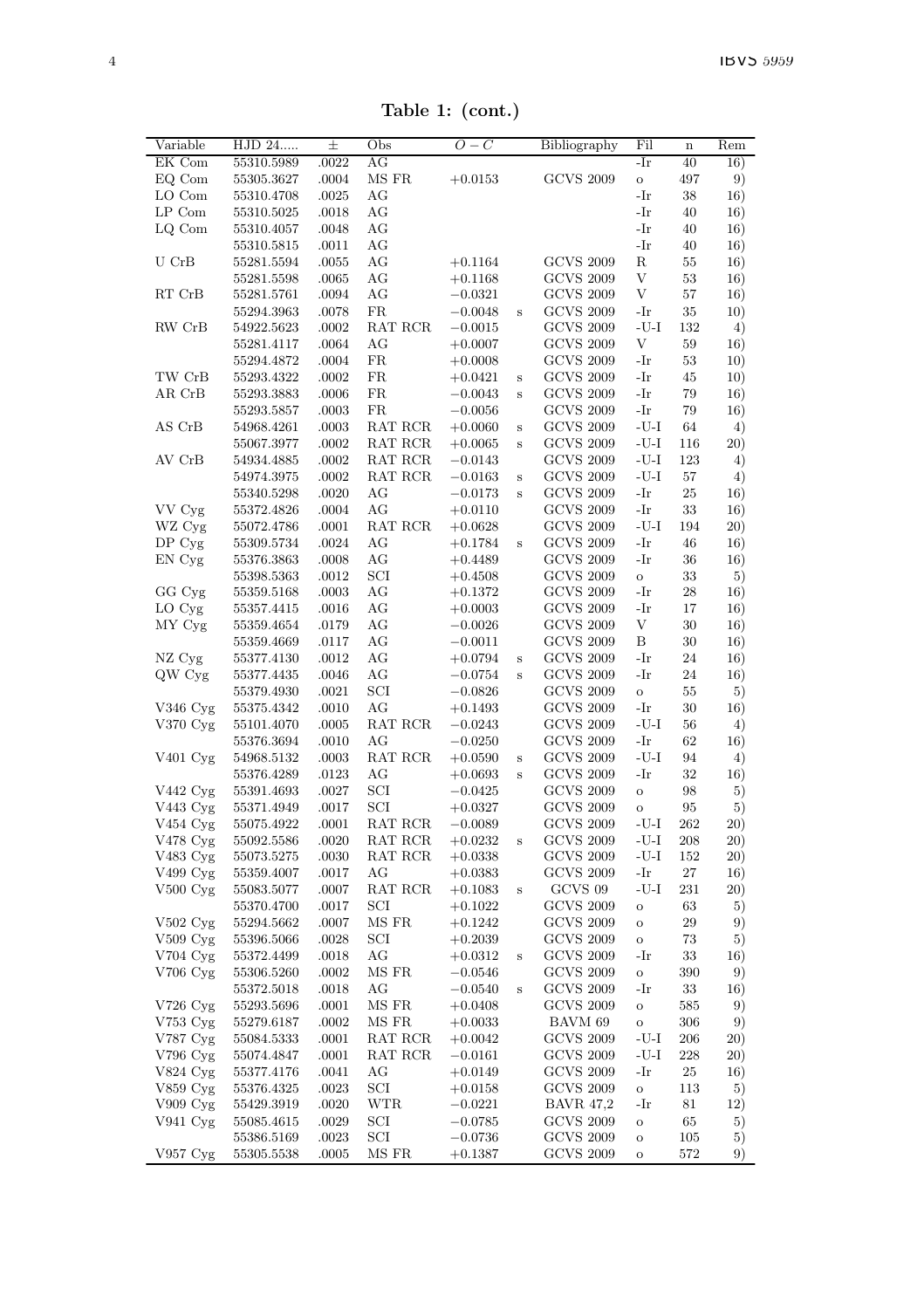**Table 1: (cont.)**

| Variable | HJD 24..... | ± | Obs | $O-C$ | | Bibliography | Fil | n | Rem |
|---|---|---|---|---|---|---|---|---|---|
| EK Com | 55310.5989 | .0022 | AG | | | | -Ir | 40 | 16) |
| EQ Com | 55305.3627 | .0004 | MS FR | +0.0153 | | GCVS 2009 | o | 497 | 9) |
| LO Com | 55310.4708 | .0025 | AG | | | | -Ir | 38 | 16) |
| LP Com | 55310.5025 | .0018 | AG | | | | -Ir | 40 | 16) |
| LQ Com | 55310.4057 | .0048 | AG | | | | -Ir | 40 | 16) |
| | 55310.5815 | .0011 | AG | | | | -Ir | 40 | 16) |
| U CrB | 55281.5594 | .0055 | AG | +0.1164 | | GCVS 2009 | R | 55 | 16) |
| | 55281.5598 | .0065 | AG | +0.1168 | | GCVS 2009 | V | 53 | 16) |
| RT CrB | 55281.5761 | .0094 | AG | −0.0321 | | GCVS 2009 | V | 57 | 16) |
| | 55294.3963 | .0078 | FR | −0.0048 | s | GCVS 2009 | -Ir | 35 | 10) |
| RW CrB | 54922.5623 | .0002 | RAT RCR | −0.0015 | | GCVS 2009 | -U-I | 132 | 4) |
| | 55281.4117 | .0064 | AG | +0.0007 | | GCVS 2009 | V | 59 | 16) |
| | 55294.4872 | .0004 | FR | +0.0008 | | GCVS 2009 | -Ir | 53 | 10) |
| TW CrB | 55293.4322 | .0002 | FR | +0.0421 | s | GCVS 2009 | -Ir | 45 | 10) |
| AR CrB | 55293.3883 | .0006 | FR | −0.0043 | s | GCVS 2009 | -Ir | 79 | 16) |
| | 55293.5857 | .0003 | FR | −0.0056 | | GCVS 2009 | -Ir | 79 | 16) |
| AS CrB | 54968.4261 | .0003 | RAT RCR | +0.0060 | s | GCVS 2009 | -U-I | 64 | 4) |
| | 55067.3977 | .0002 | RAT RCR | +0.0065 | s | GCVS 2009 | -U-I | 116 | 20) |
| AV CrB | 54934.4885 | .0002 | RAT RCR | −0.0143 | | GCVS 2009 | -U-I | 123 | 4) |
| | 54974.3975 | .0002 | RAT RCR | −0.0163 | s | GCVS 2009 | -U-I | 57 | 4) |
| | 55340.5298 | .0020 | AG | −0.0173 | s | GCVS 2009 | -Ir | 25 | 16) |
| VV Cyg | 55372.4826 | .0004 | AG | +0.0110 | | GCVS 2009 | -Ir | 33 | 16) |
| WZ Cyg | 55072.4786 | .0001 | RAT RCR | +0.0628 | | GCVS 2009 | -U-I | 194 | 20) |
| DP Cyg | 55309.5734 | .0024 | AG | +0.1784 | s | GCVS 2009 | -Ir | 46 | 16) |
| EN Cyg | 55376.3863 | .0008 | AG | +0.4489 | | GCVS 2009 | -Ir | 36 | 16) |
| | 55398.5363 | .0012 | SCI | +0.4508 | | GCVS 2009 | o | 33 | 5) |
| GG Cyg | 55359.5168 | .0003 | AG | +0.1372 | | GCVS 2009 | -Ir | 28 | 16) |
| LO Cyg | 55357.4415 | .0016 | AG | +0.0003 | | GCVS 2009 | -Ir | 17 | 16) |
| MY Cyg | 55359.4654 | .0179 | AG | −0.0026 | | GCVS 2009 | V | 30 | 16) |
| | 55359.4669 | .0117 | AG | −0.0011 | | GCVS 2009 | B | 30 | 16) |
| NZ Cyg | 55377.4130 | .0012 | AG | +0.0794 | s | GCVS 2009 | -Ir | 24 | 16) |
| QW Cyg | 55377.4435 | .0046 | AG | −0.0754 | s | GCVS 2009 | -Ir | 24 | 16) |
| | 55379.4930 | .0021 | SCI | −0.0826 | | GCVS 2009 | o | 55 | 5) |
| V346 Cyg | 55375.4342 | .0010 | AG | +0.1493 | | GCVS 2009 | -Ir | 30 | 16) |
| V370 Cyg | 55101.4070 | .0005 | RAT RCR | −0.0243 | | GCVS 2009 | -U-I | 56 | 4) |
| | 55376.3694 | .0010 | AG | −0.0250 | | GCVS 2009 | -Ir | 62 | 16) |
| V401 Cyg | 54968.5132 | .0003 | RAT RCR | +0.0590 | s | GCVS 2009 | -U-I | 94 | 4) |
| | 55376.4289 | .0123 | AG | +0.0693 | s | GCVS 2009 | -Ir | 32 | 16) |
| V442 Cyg | 55391.4693 | .0027 | SCI | −0.0425 | | GCVS 2009 | o | 98 | 5) |
| V443 Cyg | 55371.4949 | .0017 | SCI | +0.0327 | | GCVS 2009 | o | 95 | 5) |
| V454 Cyg | 55075.4922 | .0001 | RAT RCR | −0.0089 | | GCVS 2009 | -U-I | 262 | 20) |
| V478 Cyg | 55092.5586 | .0020 | RAT RCR | +0.0232 | s | GCVS 2009 | -U-I | 208 | 20) |
| V483 Cyg | 55073.5275 | .0030 | RAT RCR | +0.0338 | | GCVS 2009 | -U-I | 152 | 20) |
| V499 Cyg | 55359.4007 | .0017 | AG | +0.0383 | | GCVS 2009 | -Ir | 27 | 16) |
| V500 Cyg | 55083.5077 | .0007 | RAT RCR | +0.1083 | s | GCVS 09 | -U-I | 231 | 20) |
| | 55370.4700 | .0017 | SCI | +0.1022 | | GCVS 2009 | o | 63 | 5) |
| V502 Cyg | 55294.5662 | .0007 | MS FR | +0.1242 | | GCVS 2009 | o | 29 | 9) |
| V509 Cyg | 55396.5066 | .0028 | SCI | +0.2039 | | GCVS 2009 | o | 73 | 5) |
| V704 Cyg | 55372.4499 | .0018 | AG | +0.0312 | s | GCVS 2009 | -Ir | 33 | 16) |
| V706 Cyg | 55306.5260 | .0002 | MS FR | −0.0546 | | GCVS 2009 | o | 390 | 9) |
| | 55372.5018 | .0018 | AG | −0.0540 | s | GCVS 2009 | -Ir | 33 | 16) |
| V726 Cyg | 55293.5696 | .0001 | MS FR | +0.0408 | | GCVS 2009 | o | 585 | 9) |
| V753 Cyg | 55279.6187 | .0002 | MS FR | +0.0033 | | BAVM 69 | o | 306 | 9) |
| V787 Cyg | 55084.5333 | .0001 | RAT RCR | +0.0042 | | GCVS 2009 | -U-I | 206 | 20) |
| V796 Cyg | 55074.4847 | .0001 | RAT RCR | −0.0161 | | GCVS 2009 | -U-I | 228 | 20) |
| V824 Cyg | 55377.4176 | .0041 | AG | +0.0149 | | GCVS 2009 | -Ir | 25 | 16) |
| V859 Cyg | 55376.4325 | .0023 | SCI | +0.0158 | | GCVS 2009 | o | 113 | 5) |
| V909 Cyg | 55429.3919 | .0020 | WTR | −0.0221 | | BAVR 47,2 | -Ir | 81 | 12) |
| V941 Cyg | 55085.4615 | .0029 | SCI | −0.0785 | | GCVS 2009 | o | 65 | 5) |
| | 55386.5169 | .0023 | SCI | −0.0736 | | GCVS 2009 | o | 105 | 5) |
| V957 Cyg | 55305.5538 | .0005 | MS FR | +0.1387 | | GCVS 2009 | o | 572 | 9) |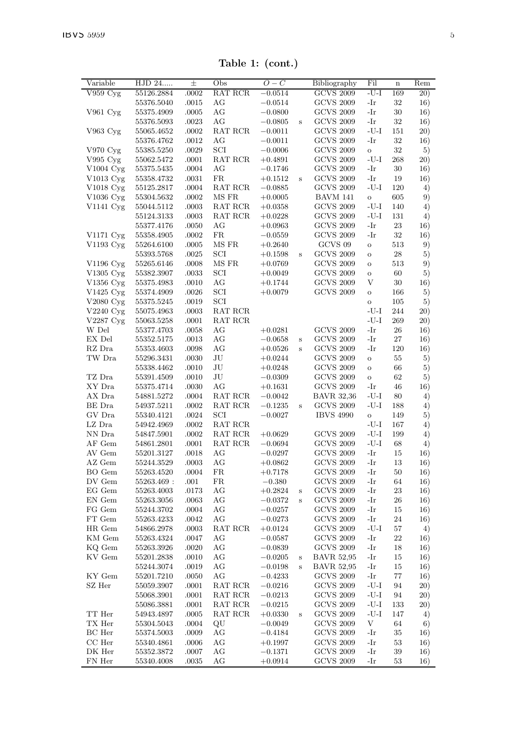**Table 1: (cont.)**

| Variable | HJD 24..... | ± | Obs | $O-C$ | | Bibliography | Fil | n | Rem |
|---|---|---|---|---|---|---|---|---|---|
| V959 Cyg | 55126.2884 | .0002 | RAT RCR | −0.0514 | | GCVS 2009 | -U-I | 169 | 20) |
| | 55376.5040 | .0015 | AG | −0.0514 | | GCVS 2009 | -Ir | 32 | 16) |
| V961 Cyg | 55375.4909 | .0005 | AG | −0.0800 | | GCVS 2009 | -Ir | 30 | 16) |
| | 55376.5093 | .0023 | AG | −0.0805 | s | GCVS 2009 | -Ir | 32 | 16) |
| V963 Cyg | 55065.4652 | .0002 | RAT RCR | −0.0011 | | GCVS 2009 | -U-I | 151 | 20) |
| | 55376.4762 | .0012 | AG | −0.0011 | | GCVS 2009 | -Ir | 32 | 16) |
| V970 Cyg | 55385.5250 | .0029 | SCI | −0.0006 | | GCVS 2009 | o | 32 | 5) |
| V995 Cyg | 55062.5472 | .0001 | RAT RCR | +0.4891 | | GCVS 2009 | -U-I | 268 | 20) |
| V1004 Cyg | 55375.5435 | .0004 | AG | −0.1746 | | GCVS 2009 | -Ir | 30 | 16) |
| V1013 Cyg | 55358.4732 | .0031 | FR | +0.1512 | s | GCVS 2009 | -Ir | 19 | 16) |
| V1018 Cyg | 55125.2817 | .0004 | RAT RCR | −0.0885 | | GCVS 2009 | -U-I | 120 | 4) |
| V1036 Cyg | 55304.5632 | .0002 | MS FR | +0.0005 | | BAVM 141 | o | 605 | 9) |
| V1141 Cyg | 55044.5112 | .0003 | RAT RCR | +0.0358 | | GCVS 2009 | -U-I | 140 | 4) |
| | 55124.3133 | .0003 | RAT RCR | +0.0228 | | GCVS 2009 | -U-I | 131 | 4) |
| | 55377.4176 | .0050 | AG | +0.0963 | | GCVS 2009 | -Ir | 23 | 16) |
| V1171 Cyg | 55358.4905 | .0002 | FR | −0.0559 | | GCVS 2009 | -Ir | 32 | 16) |
| V1193 Cyg | 55264.6100 | .0005 | MS FR | +0.2640 | | GCVS 09 | o | 513 | 9) |
| | 55393.5768 | .0025 | SCI | +0.1598 | s | GCVS 2009 | o | 28 | 5) |
| V1196 Cyg | 55265.6146 | .0008 | MS FR | +0.0769 | | GCVS 2009 | o | 513 | 9) |
| V1305 Cyg | 55382.3907 | .0033 | SCI | +0.0049 | | GCVS 2009 | o | 60 | 5) |
| V1356 Cyg | 55375.4983 | .0010 | AG | +0.1744 | | GCVS 2009 | V | 30 | 16) |
| V1425 Cyg | 55374.4909 | .0026 | SCI | +0.0079 | | GCVS 2009 | o | 166 | 5) |
| V2080 Cyg | 55375.5245 | .0019 | SCI | | | | o | 105 | 5) |
| V2240 Cyg | 55075.4963 | .0003 | RAT RCR | | | | -U-I | 244 | 20) |
| V2287 Cyg | 55063.5258 | .0001 | RAT RCR | | | | -U-I | 269 | 20) |
| W Del | 55377.4703 | .0058 | AG | +0.0281 | | GCVS 2009 | -Ir | 26 | 16) |
| EX Del | 55352.5175 | .0013 | AG | −0.0658 | s | GCVS 2009 | -Ir | 27 | 16) |
| RZ Dra | 55353.4603 | .0098 | AG | +0.0526 | s | GCVS 2009 | -Ir | 120 | 16) |
| TW Dra | 55296.3431 | .0030 | JU | +0.0244 | | GCVS 2009 | o | 55 | 5) |
| | 55338.4462 | .0010 | JU | +0.0248 | | GCVS 2009 | o | 66 | 5) |
| TZ Dra | 55391.4509 | .0010 | JU | −0.0309 | | GCVS 2009 | o | 62 | 5) |
| XY Dra | 55375.4714 | .0030 | AG | +0.1631 | | GCVS 2009 | -Ir | 46 | 16) |
| AX Dra | 54881.5272 | .0004 | RAT RCR | −0.0042 | | BAVR 32,36 | -U-I | 80 | 4) |
| BE Dra | 54937.5211 | .0002 | RAT RCR | −0.1235 | s | GCVS 2009 | -U-I | 188 | 4) |
| GV Dra | 55340.4121 | .0024 | SCI | −0.0027 | | IBVS 4990 | o | 149 | 5) |
| LZ Dra | 54942.4969 | .0002 | RAT RCR | | | | -U-I | 167 | 4) |
| NN Dra | 54847.5901 | .0002 | RAT RCR | +0.0629 | | GCVS 2009 | -U-I | 199 | 4) |
| AF Gem | 54861.2801 | .0001 | RAT RCR | −0.0694 | | GCVS 2009 | -U-I | 68 | 4) |
| AV Gem | 55201.3127 | .0018 | AG | −0.0297 | | GCVS 2009 | -Ir | 15 | 16) |
| AZ Gem | 55244.3529 | .0003 | AG | +0.0862 | | GCVS 2009 | -Ir | 13 | 16) |
| BO Gem | 55263.4520 | .0004 | FR | +0.7178 | | GCVS 2009 | -Ir | 50 | 16) |
| DV Gem | 55263.469 : | .001 | FR | −0.380 | | GCVS 2009 | -Ir | 64 | 16) |
| EG Gem | 55263.4003 | .0173 | AG | +0.2824 | s | GCVS 2009 | -Ir | 23 | 16) |
| EN Gem | 55263.3056 | .0063 | AG | −0.0372 | s | GCVS 2009 | -Ir | 26 | 16) |
| FG Gem | 55244.3702 | .0004 | AG | −0.0257 | | GCVS 2009 | -Ir | 15 | 16) |
| FT Gem | 55263.4233 | .0042 | AG | −0.0273 | | GCVS 2009 | -Ir | 24 | 16) |
| HR Gem | 54866.2978 | .0003 | RAT RCR | +0.0124 | | GCVS 2009 | -U-I | 57 | 4) |
| KM Gem | 55263.4324 | .0047 | AG | −0.0587 | | GCVS 2009 | -Ir | 22 | 16) |
| KQ Gem | 55263.3926 | .0020 | AG | −0.0839 | | GCVS 2009 | -Ir | 18 | 16) |
| KV Gem | 55201.2838 | .0010 | AG | −0.0205 | s | BAVR 52,95 | -Ir | 15 | 16) |
| | 55244.3074 | .0019 | AG | −0.0198 | s | BAVR 52,95 | -Ir | 15 | 16) |
| KY Gem | 55201.7210 | .0050 | AG | −0.4233 | | GCVS 2009 | -Ir | 77 | 16) |
| SZ Her | 55059.3907 | .0001 | RAT RCR | −0.0216 | | GCVS 2009 | -U-I | 94 | 20) |
| | 55068.3901 | .0001 | RAT RCR | −0.0213 | | GCVS 2009 | -U-I | 94 | 20) |
| | 55086.3881 | .0001 | RAT RCR | −0.0215 | | GCVS 2009 | -U-I | 133 | 20) |
| TT Her | 54943.4897 | .0005 | RAT RCR | +0.0330 | s | GCVS 2009 | -U-I | 147 | 4) |
| TX Her | 55304.5043 | .0004 | QU | −0.0049 | | GCVS 2009 | V | 64 | 6) |
| BC Her | 55374.5003 | .0009 | AG | −0.4184 | | GCVS 2009 | -Ir | 35 | 16) |
| CC Her | 55340.4861 | .0006 | AG | +0.1997 | | GCVS 2009 | -Ir | 53 | 16) |
| DK Her | 55352.3872 | .0007 | AG | −0.1371 | | GCVS 2009 | -Ir | 39 | 16) |
| FN Her | 55340.4008 | .0035 | AG | +0.0914 | | GCVS 2009 | -Ir | 53 | 16) |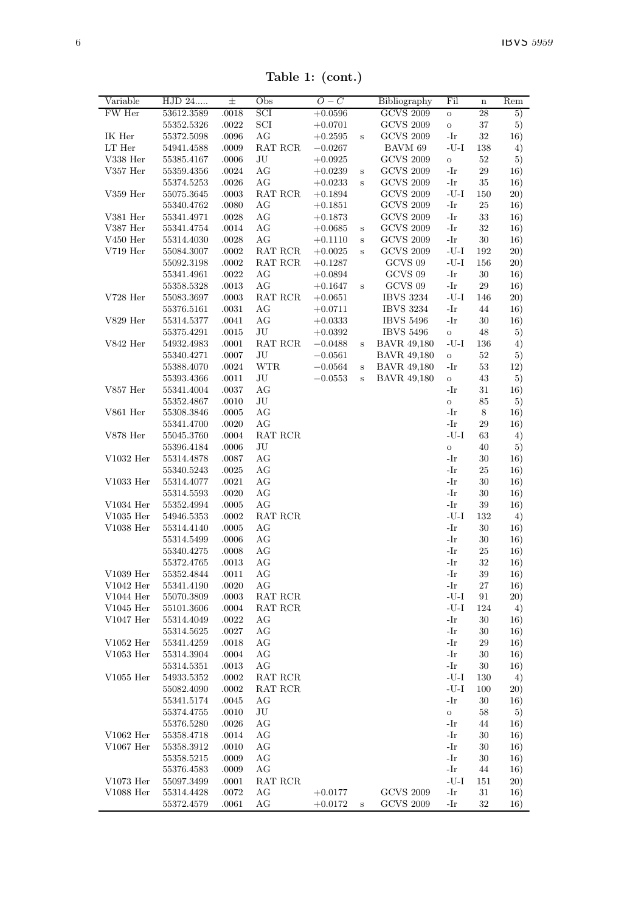**Table 1: (cont.)**

| Variable | HJD 24..... | ± | Obs | $O-C$ | | Bibliography | Fil | n | Rem |
|---|---|---|---|---|---|---|---|---|---|
| FW Her | 53612.3589 | .0018 | SCI | +0.0596 | | GCVS 2009 | o | 28 | 5) |
| | 55352.5326 | .0022 | SCI | +0.0701 | | GCVS 2009 | o | 37 | 5) |
| IK Her | 55372.5098 | .0096 | AG | +0.2595 | s | GCVS 2009 | -Ir | 32 | 16) |
| LT Her | 54941.4588 | .0009 | RAT RCR | −0.0267 | | BAVM 69 | -U-I | 138 | 4) |
| V338 Her | 55385.4167 | .0006 | JU | +0.0925 | | GCVS 2009 | o | 52 | 5) |
| V357 Her | 55359.4356 | .0024 | AG | +0.0239 | s | GCVS 2009 | -Ir | 29 | 16) |
| | 55374.5253 | .0026 | AG | +0.0233 | s | GCVS 2009 | -Ir | 35 | 16) |
| V359 Her | 55075.3645 | .0003 | RAT RCR | +0.1894 | | GCVS 2009 | -U-I | 150 | 20) |
| | 55340.4762 | .0080 | AG | +0.1851 | | GCVS 2009 | -Ir | 25 | 16) |
| V381 Her | 55341.4971 | .0028 | AG | +0.1873 | | GCVS 2009 | -Ir | 33 | 16) |
| V387 Her | 55341.4754 | .0014 | AG | +0.0685 | s | GCVS 2009 | -Ir | 32 | 16) |
| V450 Her | 55314.4030 | .0028 | AG | +0.1110 | s | GCVS 2009 | -Ir | 30 | 16) |
| V719 Her | 55084.3007 | .0002 | RAT RCR | +0.0025 | s | GCVS 2009 | -U-I | 192 | 20) |
| | 55092.3198 | .0002 | RAT RCR | +0.1287 | | GCVS 09 | -U-I | 156 | 20) |
| | 55341.4961 | .0022 | AG | +0.0894 | | GCVS 09 | -Ir | 30 | 16) |
| | 55358.5328 | .0013 | AG | +0.1647 | s | GCVS 09 | -Ir | 29 | 16) |
| V728 Her | 55083.3697 | .0003 | RAT RCR | +0.0651 | | IBVS 3234 | -U-I | 146 | 20) |
| | 55376.5161 | .0031 | AG | +0.0711 | | IBVS 3234 | -Ir | 44 | 16) |
| V829 Her | 55314.5377 | .0041 | AG | +0.0333 | | IBVS 5496 | -Ir | 30 | 16) |
| | 55375.4291 | .0015 | JU | +0.0392 | | IBVS 5496 | o | 48 | 5) |
| V842 Her | 54932.4983 | .0001 | RAT RCR | −0.0488 | s | BAVR 49,180 | -U-I | 136 | 4) |
| | 55340.4271 | .0007 | JU | −0.0561 | | BAVR 49,180 | o | 52 | 5) |
| | 55388.4070 | .0024 | WTR | −0.0564 | s | BAVR 49,180 | -Ir | 53 | 12) |
| | 55393.4366 | .0011 | JU | −0.0553 | s | BAVR 49,180 | o | 43 | 5) |
| V857 Her | 55341.4004 | .0037 | AG | | | | -Ir | 31 | 16) |
| | 55352.4867 | .0010 | JU | | | | o | 85 | 5) |
| V861 Her | 55308.3846 | .0005 | AG | | | | -Ir | 8 | 16) |
| | 55341.4700 | .0020 | AG | | | | -Ir | 29 | 16) |
| V878 Her | 55045.3760 | .0004 | RAT RCR | | | | -U-I | 63 | 4) |
| | 55396.4184 | .0006 | JU | | | | o | 40 | 5) |
| V1032 Her | 55314.4878 | .0087 | AG | | | | -Ir | 30 | 16) |
| | 55340.5243 | .0025 | AG | | | | -Ir | 25 | 16) |
| V1033 Her | 55314.4077 | .0021 | AG | | | | -Ir | 30 | 16) |
| | 55314.5593 | .0020 | AG | | | | -Ir | 30 | 16) |
| V1034 Her | 55352.4994 | .0005 | AG | | | | -Ir | 39 | 16) |
| V1035 Her | 54946.5353 | .0002 | RAT RCR | | | | -U-I | 132 | 4) |
| V1038 Her | 55314.4140 | .0005 | AG | | | | -Ir | 30 | 16) |
| | 55314.5499 | .0006 | AG | | | | -Ir | 30 | 16) |
| | 55340.4275 | .0008 | AG | | | | -Ir | 25 | 16) |
| | 55372.4765 | .0013 | AG | | | | -Ir | 32 | 16) |
| V1039 Her | 55352.4844 | .0011 | AG | | | | -Ir | 39 | 16) |
| V1042 Her | 55341.4190 | .0020 | AG | | | | -Ir | 27 | 16) |
| V1044 Her | 55070.3809 | .0003 | RAT RCR | | | | -U-I | 91 | 20) |
| V1045 Her | 55101.3606 | .0004 | RAT RCR | | | | -U-I | 124 | 4) |
| V1047 Her | 55314.4049 | .0022 | AG | | | | -Ir | 30 | 16) |
| | 55314.5625 | .0027 | AG | | | | -Ir | 30 | 16) |
| V1052 Her | 55341.4259 | .0018 | AG | | | | -Ir | 29 | 16) |
| V1053 Her | 55314.3904 | .0004 | AG | | | | -Ir | 30 | 16) |
| | 55314.5351 | .0013 | AG | | | | -Ir | 30 | 16) |
| V1055 Her | 54933.5352 | .0002 | RAT RCR | | | | -U-I | 130 | 4) |
| | 55082.4090 | .0002 | RAT RCR | | | | -U-I | 100 | 20) |
| | 55341.5174 | .0045 | AG | | | | -Ir | 30 | 16) |
| | 55374.4755 | .0010 | JU | | | | o | 58 | 5) |
| | 55376.5280 | .0026 | AG | | | | -Ir | 44 | 16) |
| V1062 Her | 55358.4718 | .0014 | AG | | | | -Ir | 30 | 16) |
| V1067 Her | 55358.3912 | .0010 | AG | | | | -Ir | 30 | 16) |
| | 55358.5215 | .0009 | AG | | | | -Ir | 30 | 16) |
| | 55376.4583 | .0009 | AG | | | | -Ir | 44 | 16) |
| V1073 Her | 55097.3499 | .0001 | RAT RCR | | | | -U-I | 151 | 20) |
| V1088 Her | 55314.4428 | .0072 | AG | +0.0177 | | GCVS 2009 | -Ir | 31 | 16) |
| | 55372.4579 | .0061 | AG | +0.0172 | s | GCVS 2009 | -Ir | 32 | 16) |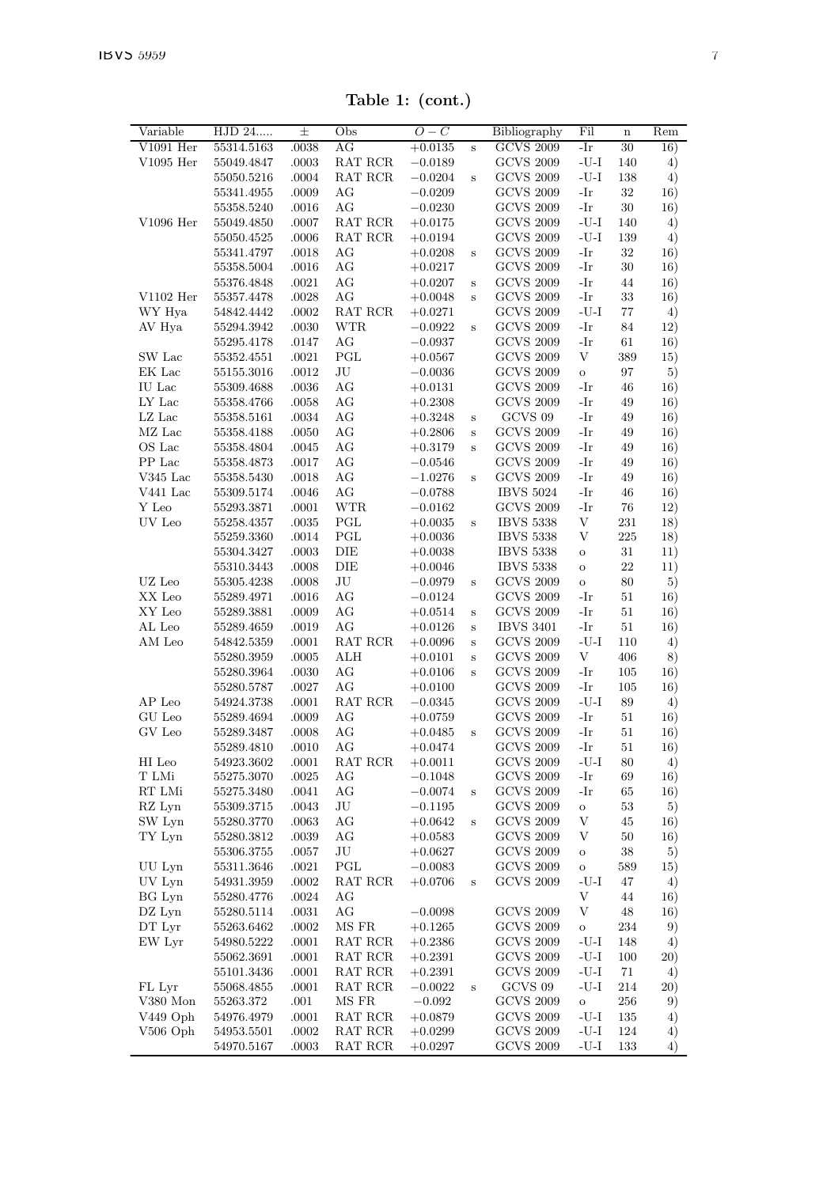**Table 1: (cont.)**

| Variable | HJD 24..... | ± | Obs | $O-C$ | | Bibliography | Fil | n | Rem |
|---|---|---|---|---|---|---|---|---|---|
| V1091 Her | 55314.5163 | .0038 | AG | +0.0135 | s | GCVS 2009 | -Ir | 30 | 16) |
| V1095 Her | 55049.4847 | .0003 | RAT RCR | −0.0189 | | GCVS 2009 | -U-I | 140 | 4) |
| | 55050.5216 | .0004 | RAT RCR | −0.0204 | s | GCVS 2009 | -U-I | 138 | 4) |
| | 55341.4955 | .0009 | AG | −0.0209 | | GCVS 2009 | -Ir | 32 | 16) |
| | 55358.5240 | .0016 | AG | −0.0230 | | GCVS 2009 | -Ir | 30 | 16) |
| V1096 Her | 55049.4850 | .0007 | RAT RCR | +0.0175 | | GCVS 2009 | -U-I | 140 | 4) |
| | 55050.4525 | .0006 | RAT RCR | +0.0194 | | GCVS 2009 | -U-I | 139 | 4) |
| | 55341.4797 | .0018 | AG | +0.0208 | s | GCVS 2009 | -Ir | 32 | 16) |
| | 55358.5004 | .0016 | AG | +0.0217 | | GCVS 2009 | -Ir | 30 | 16) |
| | 55376.4848 | .0021 | AG | +0.0207 | s | GCVS 2009 | -Ir | 44 | 16) |
| V1102 Her | 55357.4478 | .0028 | AG | +0.0048 | s | GCVS 2009 | -Ir | 33 | 16) |
| WY Hya | 54842.4442 | .0002 | RAT RCR | +0.0271 | | GCVS 2009 | -U-I | 77 | 4) |
| AV Hya | 55294.3942 | .0030 | WTR | −0.0922 | s | GCVS 2009 | -Ir | 84 | 12) |
| | 55295.4178 | .0147 | AG | −0.0937 | | GCVS 2009 | -Ir | 61 | 16) |
| SW Lac | 55352.4551 | .0021 | PGL | +0.0567 | | GCVS 2009 | V | 389 | 15) |
| EK Lac | 55155.3016 | .0012 | JU | −0.0036 | | GCVS 2009 | o | 97 | 5) |
| IU Lac | 55309.4688 | .0036 | AG | +0.0131 | | GCVS 2009 | -Ir | 46 | 16) |
| LY Lac | 55358.4766 | .0058 | AG | +0.2308 | | GCVS 2009 | -Ir | 49 | 16) |
| LZ Lac | 55358.5161 | .0034 | AG | +0.3248 | s | GCVS 09 | -Ir | 49 | 16) |
| MZ Lac | 55358.4188 | .0050 | AG | +0.2806 | s | GCVS 2009 | -Ir | 49 | 16) |
| OS Lac | 55358.4804 | .0045 | AG | +0.3179 | s | GCVS 2009 | -Ir | 49 | 16) |
| PP Lac | 55358.4873 | .0017 | AG | −0.0546 | | GCVS 2009 | -Ir | 49 | 16) |
| V345 Lac | 55358.5430 | .0018 | AG | −1.0276 | s | GCVS 2009 | -Ir | 49 | 16) |
| V441 Lac | 55309.5174 | .0046 | AG | −0.0788 | | IBVS 5024 | -Ir | 46 | 16) |
| Y Leo | 55293.3871 | .0001 | WTR | −0.0162 | | GCVS 2009 | -Ir | 76 | 12) |
| UV Leo | 55258.4357 | .0035 | PGL | +0.0035 | s | IBVS 5338 | V | 231 | 18) |
| | 55259.3360 | .0014 | PGL | +0.0036 | | IBVS 5338 | V | 225 | 18) |
| | 55304.3427 | .0003 | DIE | +0.0038 | | IBVS 5338 | o | 31 | 11) |
| | 55310.3443 | .0008 | DIE | +0.0046 | | IBVS 5338 | o | 22 | 11) |
| UZ Leo | 55305.4238 | .0008 | JU | −0.0979 | s | GCVS 2009 | o | 80 | 5) |
| XX Leo | 55289.4971 | .0016 | AG | −0.0124 | | GCVS 2009 | -Ir | 51 | 16) |
| XY Leo | 55289.3881 | .0009 | AG | +0.0514 | s | GCVS 2009 | -Ir | 51 | 16) |
| AL Leo | 55289.4659 | .0019 | AG | +0.0126 | s | IBVS 3401 | -Ir | 51 | 16) |
| AM Leo | 54842.5359 | .0001 | RAT RCR | +0.0096 | s | GCVS 2009 | -U-I | 110 | 4) |
| | 55280.3959 | .0005 | ALH | +0.0101 | s | GCVS 2009 | V | 406 | 8) |
| | 55280.3964 | .0030 | AG | +0.0106 | s | GCVS 2009 | -Ir | 105 | 16) |
| | 55280.5787 | .0027 | AG | +0.0100 | | GCVS 2009 | -Ir | 105 | 16) |
| AP Leo | 54924.3738 | .0001 | RAT RCR | −0.0345 | | GCVS 2009 | -U-I | 89 | 4) |
| GU Leo | 55289.4694 | .0009 | AG | +0.0759 | | GCVS 2009 | -Ir | 51 | 16) |
| GV Leo | 55289.3487 | .0008 | AG | +0.0485 | s | GCVS 2009 | -Ir | 51 | 16) |
| | 55289.4810 | .0010 | AG | +0.0474 | | GCVS 2009 | -Ir | 51 | 16) |
| HI Leo | 54923.3602 | .0001 | RAT RCR | +0.0011 | | GCVS 2009 | -U-I | 80 | 4) |
| T LMi | 55275.3070 | .0025 | AG | −0.1048 | | GCVS 2009 | -Ir | 69 | 16) |
| RT LMi | 55275.3480 | .0041 | AG | −0.0074 | s | GCVS 2009 | -Ir | 65 | 16) |
| RZ Lyn | 55309.3715 | .0043 | JU | −0.1195 | | GCVS 2009 | o | 53 | 5) |
| SW Lyn | 55280.3770 | .0063 | AG | +0.0642 | s | GCVS 2009 | V | 45 | 16) |
| TY Lyn | 55280.3812 | .0039 | AG | +0.0583 | | GCVS 2009 | V | 50 | 16) |
| | 55306.3755 | .0057 | JU | +0.0627 | | GCVS 2009 | o | 38 | 5) |
| UU Lyn | 55311.3646 | .0021 | PGL | −0.0083 | | GCVS 2009 | o | 589 | 15) |
| UV Lyn | 54931.3959 | .0002 | RAT RCR | +0.0706 | s | GCVS 2009 | -U-I | 47 | 4) |
| BG Lyn | 55280.4776 | .0024 | AG | | | | V | 44 | 16) |
| DZ Lyn | 55280.5114 | .0031 | AG | −0.0098 | | GCVS 2009 | V | 48 | 16) |
| DT Lyr | 55263.6462 | .0002 | MS FR | +0.1265 | | GCVS 2009 | o | 234 | 9) |
| EW Lyr | 54980.5222 | .0001 | RAT RCR | +0.2386 | | GCVS 2009 | -U-I | 148 | 4) |
| | 55062.3691 | .0001 | RAT RCR | +0.2391 | | GCVS 2009 | -U-I | 100 | 20) |
| | 55101.3436 | .0001 | RAT RCR | +0.2391 | | GCVS 2009 | -U-I | 71 | 4) |
| FL Lyr | 55068.4855 | .0001 | RAT RCR | −0.0022 | s | GCVS 09 | -U-I | 214 | 20) |
| V380 Mon | 55263.372 | .001 | MS FR | −0.092 | | GCVS 2009 | o | 256 | 9) |
| V449 Oph | 54976.4979 | .0001 | RAT RCR | +0.0879 | | GCVS 2009 | -U-I | 135 | 4) |
| V506 Oph | 54953.5501 | .0002 | RAT RCR | +0.0299 | | GCVS 2009 | -U-I | 124 | 4) |
| | 54970.5167 | .0003 | RAT RCR | +0.0297 | | GCVS 2009 | -U-I | 133 | 4) |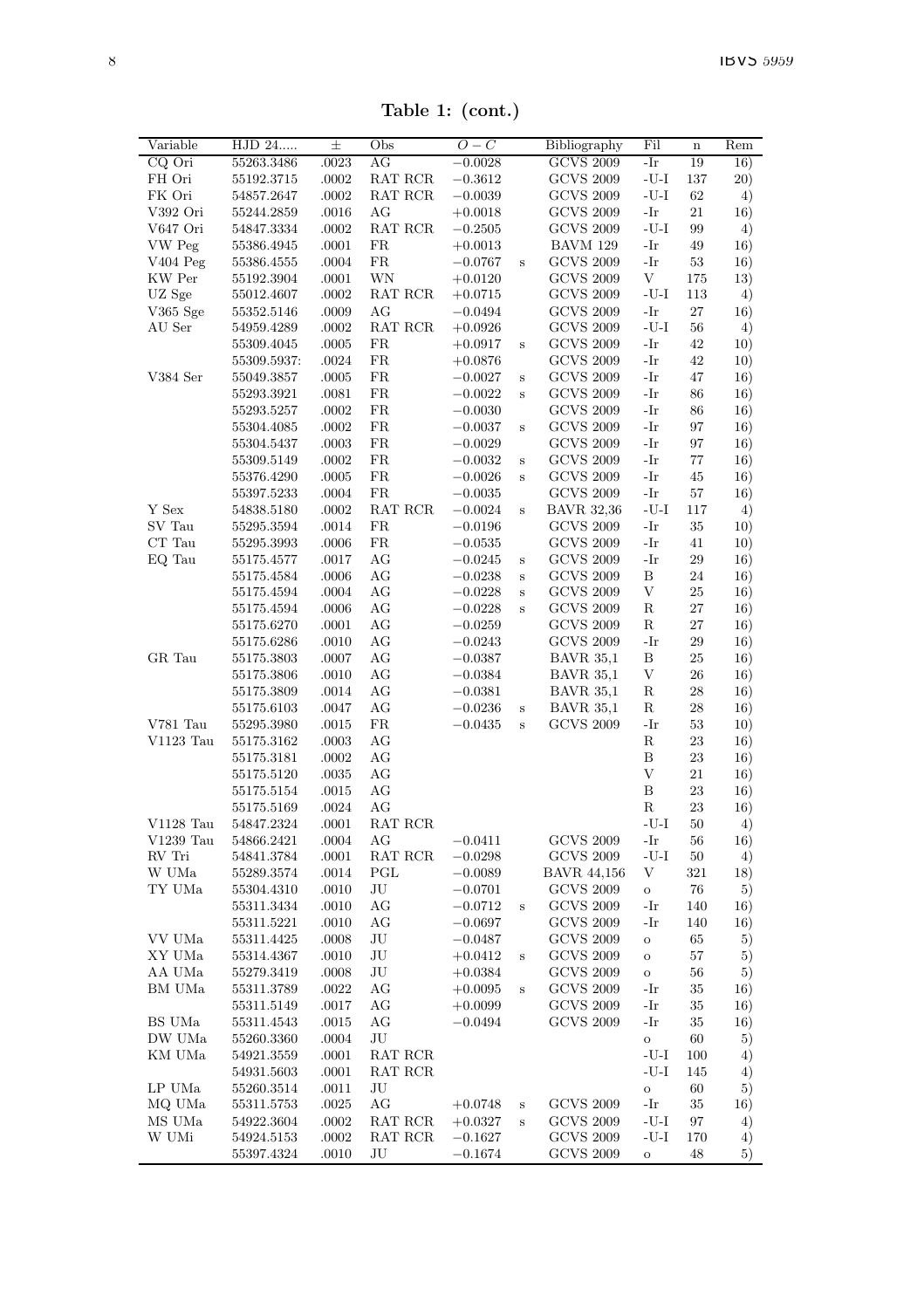**Table 1: (cont.)**

| Variable | HJD 24..... | ± | Obs | $O-C$ | | Bibliography | Fil | n | Rem |
|---|---|---|---|---|---|---|---|---|---|
| CQ Ori | 55263.3486 | .0023 | AG | $-0.0028$ | | GCVS 2009 | -Ir | 19 | 16) |
| FH Ori | 55192.3715 | .0002 | RAT RCR | $-0.3612$ | | GCVS 2009 | -U-I | 137 | 20) |
| FK Ori | 54857.2647 | .0002 | RAT RCR | $-0.0039$ | | GCVS 2009 | -U-I | 62 | 4) |
| V392 Ori | 55244.2859 | .0016 | AG | $+0.0018$ | | GCVS 2009 | -Ir | 21 | 16) |
| V647 Ori | 54847.3334 | .0002 | RAT RCR | $-0.2505$ | | GCVS 2009 | -U-I | 99 | 4) |
| VW Peg | 55386.4945 | .0001 | FR | $+0.0013$ | | BAVM 129 | -Ir | 49 | 16) |
| V404 Peg | 55386.4555 | .0004 | FR | $-0.0767$ | s | GCVS 2009 | -Ir | 53 | 16) |
| KW Per | 55192.3904 | .0001 | WN | $+0.0120$ | | GCVS 2009 | V | 175 | 13) |
| UZ Sge | 55012.4607 | .0002 | RAT RCR | $+0.0715$ | | GCVS 2009 | -U-I | 113 | 4) |
| V365 Sge | 55352.5146 | .0009 | AG | $-0.0494$ | | GCVS 2009 | -Ir | 27 | 16) |
| AU Ser | 54959.4289 | .0002 | RAT RCR | $+0.0926$ | | GCVS 2009 | -U-I | 56 | 4) |
| | 55309.4045 | .0005 | FR | $+0.0917$ | s | GCVS 2009 | -Ir | 42 | 10) |
| | 55309.5937: | .0024 | FR | $+0.0876$ | | GCVS 2009 | -Ir | 42 | 10) |
| V384 Ser | 55049.3857 | .0005 | FR | $-0.0027$ | s | GCVS 2009 | -Ir | 47 | 16) |
| | 55293.3921 | .0081 | FR | $-0.0022$ | s | GCVS 2009 | -Ir | 86 | 16) |
| | 55293.5257 | .0002 | FR | $-0.0030$ | | GCVS 2009 | -Ir | 86 | 16) |
| | 55304.4085 | .0002 | FR | $-0.0037$ | s | GCVS 2009 | -Ir | 97 | 16) |
| | 55304.5437 | .0003 | FR | $-0.0029$ | | GCVS 2009 | -Ir | 97 | 16) |
| | 55309.5149 | .0002 | FR | $-0.0032$ | s | GCVS 2009 | -Ir | 77 | 16) |
| | 55376.4290 | .0005 | FR | $-0.0026$ | s | GCVS 2009 | -Ir | 45 | 16) |
| | 55397.5233 | .0004 | FR | $-0.0035$ | | GCVS 2009 | -Ir | 57 | 16) |
| Y Sex | 54838.5180 | .0002 | RAT RCR | $-0.0024$ | s | BAVR 32,36 | -U-I | 117 | 4) |
| SV Tau | 55295.3594 | .0014 | FR | $-0.0196$ | | GCVS 2009 | -Ir | 35 | 10) |
| CT Tau | 55295.3993 | .0006 | FR | $-0.0535$ | | GCVS 2009 | -Ir | 41 | 10) |
| EQ Tau | 55175.4577 | .0017 | AG | $-0.0245$ | s | GCVS 2009 | -Ir | 29 | 16) |
| | 55175.4584 | .0006 | AG | $-0.0238$ | s | GCVS 2009 | B | 24 | 16) |
| | 55175.4594 | .0004 | AG | $-0.0228$ | s | GCVS 2009 | V | 25 | 16) |
| | 55175.4594 | .0006 | AG | $-0.0228$ | s | GCVS 2009 | R | 27 | 16) |
| | 55175.6270 | .0001 | AG | $-0.0259$ | | GCVS 2009 | R | 27 | 16) |
| | 55175.6286 | .0010 | AG | $-0.0243$ | | GCVS 2009 | -Ir | 29 | 16) |
| GR Tau | 55175.3803 | .0007 | AG | $-0.0387$ | | BAVR 35,1 | B | 25 | 16) |
| | 55175.3806 | .0010 | AG | $-0.0384$ | | BAVR 35,1 | V | 26 | 16) |
| | 55175.3809 | .0014 | AG | $-0.0381$ | | BAVR 35,1 | R | 28 | 16) |
| | 55175.6103 | .0047 | AG | $-0.0236$ | s | BAVR 35,1 | R | 28 | 16) |
| V781 Tau | 55295.3980 | .0015 | FR | $-0.0435$ | s | GCVS 2009 | -Ir | 53 | 10) |
| V1123 Tau | 55175.3162 | .0003 | AG | | | | R | 23 | 16) |
| | 55175.3181 | .0002 | AG | | | | B | 23 | 16) |
| | 55175.5120 | .0035 | AG | | | | V | 21 | 16) |
| | 55175.5154 | .0015 | AG | | | | B | 23 | 16) |
| | 55175.5169 | .0024 | AG | | | | R | 23 | 16) |
| V1128 Tau | 54847.2324 | .0001 | RAT RCR | | | | -U-I | 50 | 4) |
| V1239 Tau | 54866.2421 | .0004 | AG | $-0.0411$ | | GCVS 2009 | -Ir | 56 | 16) |
| RV Tri | 54841.3784 | .0001 | RAT RCR | $-0.0298$ | | GCVS 2009 | -U-I | 50 | 4) |
| W UMa | 55289.3574 | .0014 | PGL | $-0.0089$ | | BAVR 44,156 | V | 321 | 18) |
| TY UMa | 55304.4310 | .0010 | JU | $-0.0701$ | | GCVS 2009 | o | 76 | 5) |
| | 55311.3434 | .0010 | AG | $-0.0712$ | s | GCVS 2009 | -Ir | 140 | 16) |
| | 55311.5221 | .0010 | AG | $-0.0697$ | | GCVS 2009 | -Ir | 140 | 16) |
| VV UMa | 55311.4425 | .0008 | JU | $-0.0487$ | | GCVS 2009 | o | 65 | 5) |
| XY UMa | 55314.4367 | .0010 | JU | $+0.0412$ | s | GCVS 2009 | o | 57 | 5) |
| AA UMa | 55279.3419 | .0008 | JU | $+0.0384$ | | GCVS 2009 | o | 56 | 5) |
| BM UMa | 55311.3789 | .0022 | AG | $+0.0095$ | s | GCVS 2009 | -Ir | 35 | 16) |
| | 55311.5149 | .0017 | AG | $+0.0099$ | | GCVS 2009 | -Ir | 35 | 16) |
| BS UMa | 55311.4543 | .0015 | AG | $-0.0494$ | | GCVS 2009 | -Ir | 35 | 16) |
| DW UMa | 55260.3360 | .0004 | JU | | | | o | 60 | 5) |
| KM UMa | 54921.3559 | .0001 | RAT RCR | | | | -U-I | 100 | 4) |
| | 54931.5603 | .0001 | RAT RCR | | | | -U-I | 145 | 4) |
| LP UMa | 55260.3514 | .0011 | JU | | | | o | 60 | 5) |
| MQ UMa | 55311.5753 | .0025 | AG | $+0.0748$ | s | GCVS 2009 | -Ir | 35 | 16) |
| MS UMa | 54922.3604 | .0002 | RAT RCR | $+0.0327$ | s | GCVS 2009 | -U-I | 97 | 4) |
| W UMi | 54924.5153 | .0002 | RAT RCR | $-0.1627$ | | GCVS 2009 | -U-I | 170 | 4) |
| | 55397.4324 | .0010 | JU | $-0.1674$ | | GCVS 2009 | o | 48 | 5) |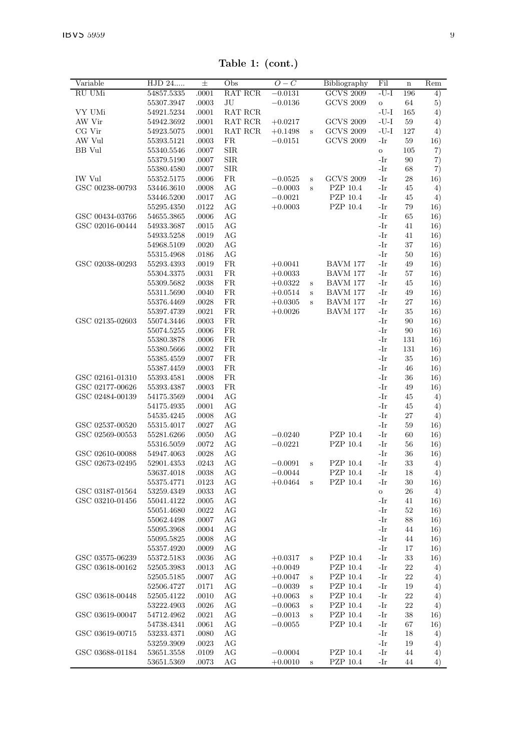**Table 1: (cont.)**

| Variable | HJD 24..... | ± | Obs | $O-C$ | | Bibliography | Fil | n | Rem |
|---|---|---|---|---|---|---|---|---|---|
| RU UMi | 54857.5335 | .0001 | RAT RCR | −0.0131 | | GCVS 2009 | -U-I | 196 | 4) |
| | 55307.3947 | .0003 | JU | −0.0136 | | GCVS 2009 | o | 64 | 5) |
| VY UMi | 54921.5234 | .0001 | RAT RCR | | | | -U-I | 165 | 4) |
| AW Vir | 54942.3692 | .0001 | RAT RCR | +0.0217 | | GCVS 2009 | -U-I | 59 | 4) |
| CG Vir | 54923.5075 | .0001 | RAT RCR | +0.1498 | s | GCVS 2009 | -U-I | 127 | 4) |
| AW Vul | 55393.5121 | .0003 | FR | −0.0151 | | GCVS 2009 | -Ir | 59 | 16) |
| BB Vul | 55340.5546 | .0007 | SIR | | | | o | 105 | 7) |
| | 55379.5190 | .0007 | SIR | | | | -Ir | 90 | 7) |
| | 55380.4580 | .0007 | SIR | | | | -Ir | 68 | 7) |
| IW Vul | 55352.5175 | .0006 | FR | −0.0525 | s | GCVS 2009 | -Ir | 28 | 16) |
| GSC 00238-00793 | 53446.3610 | .0008 | AG | −0.0003 | s | PZP 10.4 | -Ir | 45 | 4) |
| | 53446.5200 | .0017 | AG | −0.0021 | | PZP 10.4 | -Ir | 45 | 4) |
| | 55295.4350 | .0122 | AG | +0.0003 | | PZP 10.4 | -Ir | 79 | 16) |
| GSC 00434-03766 | 54655.3865 | .0006 | AG | | | | -Ir | 65 | 16) |
| GSC 02016-00444 | 54933.3687 | .0015 | AG | | | | -Ir | 41 | 16) |
| | 54933.5258 | .0019 | AG | | | | -Ir | 41 | 16) |
| | 54968.5109 | .0020 | AG | | | | -Ir | 37 | 16) |
| | 55315.4968 | .0186 | AG | | | | -Ir | 50 | 16) |
| GSC 02038-00293 | 55293.4393 | .0019 | FR | +0.0041 | | BAVM 177 | -Ir | 49 | 16) |
| | 55304.3375 | .0031 | FR | +0.0033 | | BAVM 177 | -Ir | 57 | 16) |
| | 55309.5682 | .0038 | FR | +0.0322 | s | BAVM 177 | -Ir | 45 | 16) |
| | 55311.5690 | .0040 | FR | +0.0514 | s | BAVM 177 | -Ir | 49 | 16) |
| | 55376.4469 | .0028 | FR | +0.0305 | s | BAVM 177 | -Ir | 27 | 16) |
| | 55397.4739 | .0021 | FR | +0.0026 | | BAVM 177 | -Ir | 35 | 16) |
| GSC 02135-02603 | 55074.3446 | .0003 | FR | | | | -Ir | 90 | 16) |
| | 55074.5255 | .0006 | FR | | | | -Ir | 90 | 16) |
| | 55380.3878 | .0006 | FR | | | | -Ir | 131 | 16) |
| | 55380.5666 | .0002 | FR | | | | -Ir | 131 | 16) |
| | 55385.4559 | .0007 | FR | | | | -Ir | 35 | 16) |
| | 55387.4459 | .0003 | FR | | | | -Ir | 46 | 16) |
| GSC 02161-01310 | 55393.4581 | .0008 | FR | | | | -Ir | 36 | 16) |
| GSC 02177-00626 | 55393.4387 | .0003 | FR | | | | -Ir | 49 | 16) |
| GSC 02484-00139 | 54175.3569 | .0004 | AG | | | | -Ir | 45 | 4) |
| | 54175.4935 | .0001 | AG | | | | -Ir | 45 | 4) |
| | 54535.4245 | .0008 | AG | | | | -Ir | 27 | 4) |
| GSC 02537-00520 | 55315.4017 | .0027 | AG | | | | -Ir | 59 | 16) |
| GSC 02569-00553 | 55281.6266 | .0050 | AG | −0.0240 | | PZP 10.4 | -Ir | 60 | 16) |
| | 55316.5059 | .0072 | AG | −0.0221 | | PZP 10.4 | -Ir | 56 | 16) |
| GSC 02610-00088 | 54947.4063 | .0028 | AG | | | | -Ir | 36 | 16) |
| GSC 02673-02495 | 52901.4353 | .0243 | AG | −0.0091 | s | PZP 10.4 | -Ir | 33 | 4) |
| | 53637.4018 | .0038 | AG | −0.0044 | | PZP 10.4 | -Ir | 18 | 4) |
| | 55375.4771 | .0123 | AG | +0.0464 | s | PZP 10.4 | -Ir | 30 | 16) |
| GSC 03187-01564 | 53259.4349 | .0033 | AG | | | | o | 26 | 4) |
| GSC 03210-01456 | 55041.4122 | .0005 | AG | | | | -Ir | 41 | 16) |
| | 55051.4680 | .0022 | AG | | | | -Ir | 52 | 16) |
| | 55062.4498 | .0007 | AG | | | | -Ir | 88 | 16) |
| | 55095.3968 | .0004 | AG | | | | -Ir | 44 | 16) |
| | 55095.5825 | .0008 | AG | | | | -Ir | 44 | 16) |
| | 55357.4920 | .0009 | AG | | | | -Ir | 17 | 16) |
| GSC 03575-06239 | 55372.5183 | .0036 | AG | +0.0317 | s | PZP 10.4 | -Ir | 33 | 16) |
| GSC 03618-00162 | 52505.3983 | .0013 | AG | +0.0049 | | PZP 10.4 | -Ir | 22 | 4) |
| | 52505.5185 | .0007 | AG | +0.0047 | s | PZP 10.4 | -Ir | 22 | 4) |
| | 52506.4727 | .0171 | AG | −0.0039 | s | PZP 10.4 | -Ir | 19 | 4) |
| GSC 03618-00448 | 52505.4122 | .0010 | AG | +0.0063 | s | PZP 10.4 | -Ir | 22 | 4) |
| | 53222.4903 | .0026 | AG | −0.0063 | s | PZP 10.4 | -Ir | 22 | 4) |
| GSC 03619-00047 | 54712.4962 | .0021 | AG | −0.0013 | s | PZP 10.4 | -Ir | 38 | 16) |
| | 54738.4341 | .0061 | AG | −0.0055 | | PZP 10.4 | -Ir | 67 | 16) |
| GSC 03619-00715 | 53233.4371 | .0080 | AG | | | | -Ir | 18 | 4) |
| | 53259.3909 | .0023 | AG | | | | -Ir | 19 | 4) |
| GSC 03688-01184 | 53651.3558 | .0109 | AG | −0.0004 | | PZP 10.4 | -Ir | 44 | 4) |
| | 53651.5369 | .0073 | AG | +0.0010 | s | PZP 10.4 | -Ir | 44 | 4) |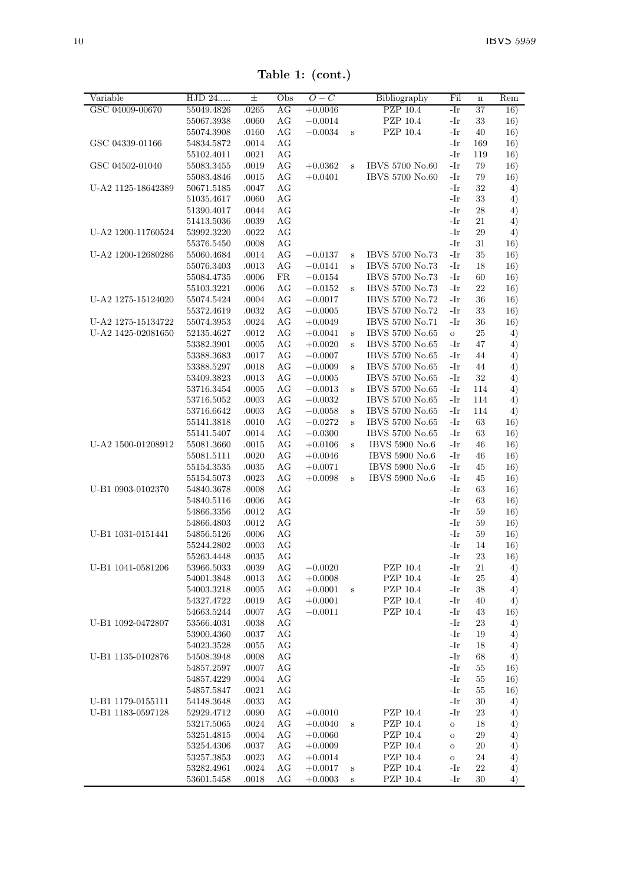**Table 1: (cont.)**

| Variable | HJD 24..... | ± | Obs | $O-C$ | | Bibliography | Fil | n | Rem |
|---|---|---|---|---|---|---|---|---|---|
| GSC 04009-00670 | 55049.4826 | .0265 | AG | +0.0046 | | PZP 10.4 | -Ir | 37 | 16) |
| | 55067.3938 | .0060 | AG | −0.0014 | | PZP 10.4 | -Ir | 33 | 16) |
| | 55074.3908 | .0160 | AG | −0.0034 | s | PZP 10.4 | -Ir | 40 | 16) |
| GSC 04339-01166 | 54834.5872 | .0014 | AG | | | | -Ir | 169 | 16) |
| | 55102.4011 | .0021 | AG | | | | -Ir | 119 | 16) |
| GSC 04502-01040 | 55083.3455 | .0019 | AG | +0.0362 | s | IBVS 5700 No.60 | -Ir | 79 | 16) |
| | 55083.4846 | .0015 | AG | +0.0401 | | IBVS 5700 No.60 | -Ir | 79 | 16) |
| U-A2 1125-18642389 | 50671.5185 | .0047 | AG | | | | -Ir | 32 | 4) |
| | 51035.4617 | .0060 | AG | | | | -Ir | 33 | 4) |
| | 51390.4017 | .0044 | AG | | | | -Ir | 28 | 4) |
| | 51413.5036 | .0039 | AG | | | | -Ir | 21 | 4) |
| U-A2 1200-11760524 | 53992.3220 | .0022 | AG | | | | -Ir | 29 | 4) |
| | 55376.5450 | .0008 | AG | | | | -Ir | 31 | 16) |
| U-A2 1200-12680286 | 55060.4684 | .0014 | AG | −0.0137 | s | IBVS 5700 No.73 | -Ir | 35 | 16) |
| | 55076.3403 | .0013 | AG | −0.0141 | s | IBVS 5700 No.73 | -Ir | 18 | 16) |
| | 55084.4735 | .0006 | FR | −0.0154 | | IBVS 5700 No.73 | -Ir | 60 | 16) |
| | 55103.3221 | .0006 | AG | −0.0152 | s | IBVS 5700 No.73 | -Ir | 22 | 16) |
| U-A2 1275-15124020 | 55074.5424 | .0004 | AG | −0.0017 | | IBVS 5700 No.72 | -Ir | 36 | 16) |
| | 55372.4619 | .0032 | AG | −0.0005 | | IBVS 5700 No.72 | -Ir | 33 | 16) |
| U-A2 1275-15134722 | 55074.3953 | .0024 | AG | +0.0049 | | IBVS 5700 No.71 | -Ir | 36 | 16) |
| U-A2 1425-02081650 | 52135.4627 | .0012 | AG | +0.0041 | s | IBVS 5700 No.65 | o | 25 | 4) |
| | 53382.3901 | .0005 | AG | +0.0020 | s | IBVS 5700 No.65 | -Ir | 47 | 4) |
| | 53388.3683 | .0017 | AG | −0.0007 | | IBVS 5700 No.65 | -Ir | 44 | 4) |
| | 53388.5297 | .0018 | AG | −0.0009 | s | IBVS 5700 No.65 | -Ir | 44 | 4) |
| | 53409.3823 | .0013 | AG | −0.0005 | | IBVS 5700 No.65 | -Ir | 32 | 4) |
| | 53716.3454 | .0005 | AG | −0.0013 | s | IBVS 5700 No.65 | -Ir | 114 | 4) |
| | 53716.5052 | .0003 | AG | −0.0032 | | IBVS 5700 No.65 | -Ir | 114 | 4) |
| | 53716.6642 | .0003 | AG | −0.0058 | s | IBVS 5700 No.65 | -Ir | 114 | 4) |
| | 55141.3818 | .0010 | AG | −0.0272 | s | IBVS 5700 No.65 | -Ir | 63 | 16) |
| | 55141.5407 | .0014 | AG | −0.0300 | | IBVS 5700 No.65 | -Ir | 63 | 16) |
| U-A2 1500-01208912 | 55081.3660 | .0015 | AG | +0.0106 | s | IBVS 5900 No.6 | -Ir | 46 | 16) |
| | 55081.5111 | .0020 | AG | +0.0046 | | IBVS 5900 No.6 | -Ir | 46 | 16) |
| | 55154.3535 | .0035 | AG | +0.0071 | | IBVS 5900 No.6 | -Ir | 45 | 16) |
| | 55154.5073 | .0023 | AG | +0.0098 | s | IBVS 5900 No.6 | -Ir | 45 | 16) |
| U-B1 0903-0102370 | 54840.3678 | .0008 | AG | | | | -Ir | 63 | 16) |
| | 54840.5116 | .0006 | AG | | | | -Ir | 63 | 16) |
| | 54866.3356 | .0012 | AG | | | | -Ir | 59 | 16) |
| | 54866.4803 | .0012 | AG | | | | -Ir | 59 | 16) |
| U-B1 1031-0151441 | 54856.5126 | .0006 | AG | | | | -Ir | 59 | 16) |
| | 55244.2802 | .0003 | AG | | | | -Ir | 14 | 16) |
| | 55263.4448 | .0035 | AG | | | | -Ir | 23 | 16) |
| U-B1 1041-0581206 | 53966.5033 | .0039 | AG | −0.0020 | | PZP 10.4 | -Ir | 21 | 4) |
| | 54001.3848 | .0013 | AG | +0.0008 | | PZP 10.4 | -Ir | 25 | 4) |
| | 54003.3218 | .0005 | AG | +0.0001 | s | PZP 10.4 | -Ir | 38 | 4) |
| | 54327.4722 | .0019 | AG | +0.0001 | | PZP 10.4 | -Ir | 40 | 4) |
| | 54663.5244 | .0007 | AG | −0.0011 | | PZP 10.4 | -Ir | 43 | 16) |
| U-B1 1092-0472807 | 53566.4031 | .0038 | AG | | | | -Ir | 23 | 4) |
| | 53900.4360 | .0037 | AG | | | | -Ir | 19 | 4) |
| | 54023.3528 | .0055 | AG | | | | -Ir | 18 | 4) |
| U-B1 1135-0102876 | 54508.3948 | .0008 | AG | | | | -Ir | 68 | 4) |
| | 54857.2597 | .0007 | AG | | | | -Ir | 55 | 16) |
| | 54857.4229 | .0004 | AG | | | | -Ir | 55 | 16) |
| | 54857.5847 | .0021 | AG | | | | -Ir | 55 | 16) |
| U-B1 1179-0155111 | 54148.3648 | .0033 | AG | | | | -Ir | 30 | 4) |
| U-B1 1183-0597128 | 52929.4712 | .0090 | AG | +0.0010 | | PZP 10.4 | -Ir | 23 | 4) |
| | 53217.5065 | .0024 | AG | +0.0040 | s | PZP 10.4 | o | 18 | 4) |
| | 53251.4815 | .0004 | AG | +0.0060 | | PZP 10.4 | o | 29 | 4) |
| | 53254.4306 | .0037 | AG | +0.0009 | | PZP 10.4 | o | 20 | 4) |
| | 53257.3853 | .0023 | AG | +0.0014 | | PZP 10.4 | o | 24 | 4) |
| | 53282.4961 | .0024 | AG | +0.0017 | s | PZP 10.4 | -Ir | 22 | 4) |
| | 53601.5458 | .0018 | AG | +0.0003 | s | PZP 10.4 | -Ir | 30 | 4) |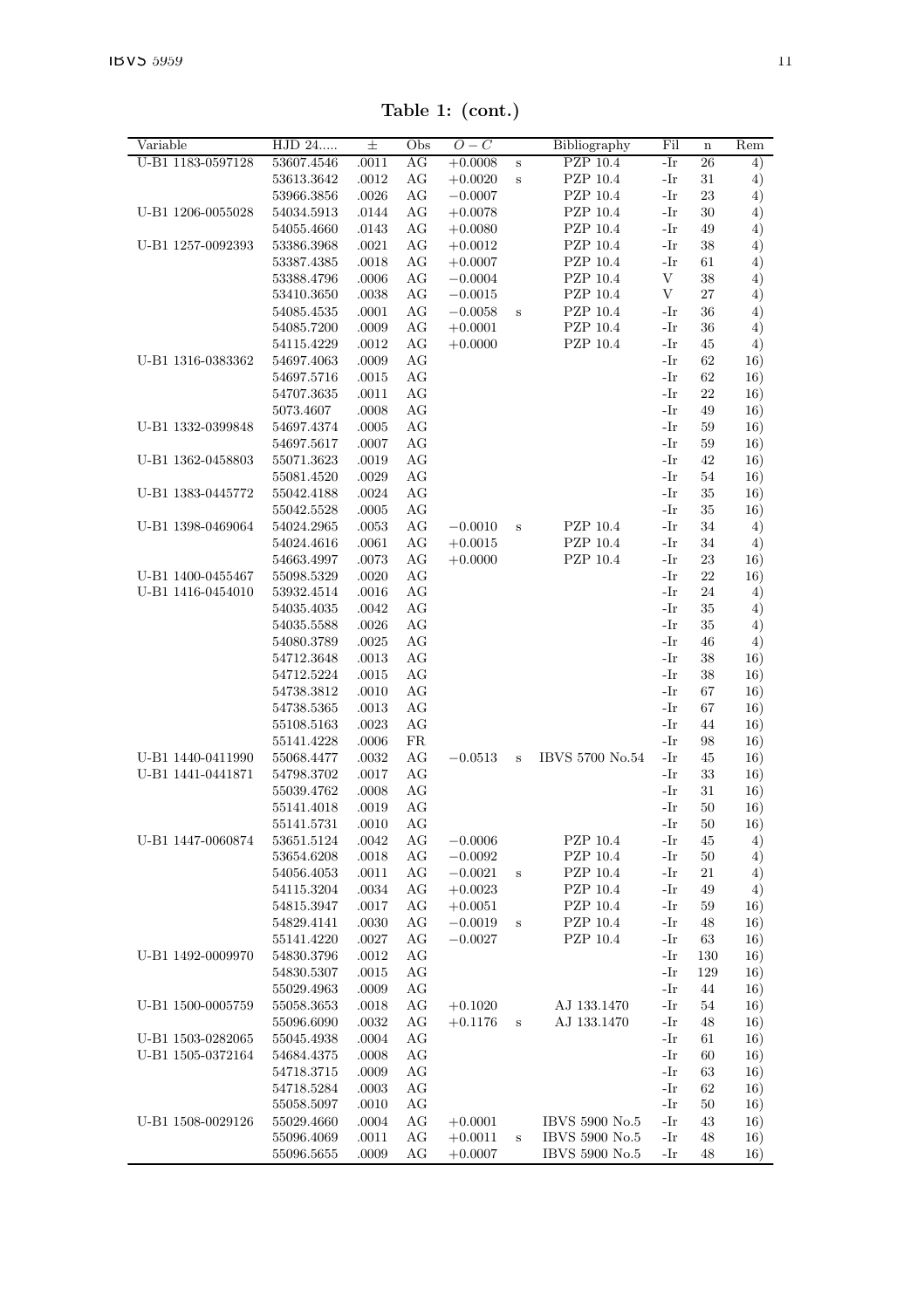**Table 1: (cont.)**

| Variable | HJD 24..... | ± | Obs | $O-C$ | | Bibliography | Fil | n | Rem |
|---|---|---|---|---|---|---|---|---|---|
| U-B1 1183-0597128 | 53607.4546 | .0011 | AG | +0.0008 | s | PZP 10.4 | -Ir | 26 | 4) |
| | 53613.3642 | .0012 | AG | +0.0020 | s | PZP 10.4 | -Ir | 31 | 4) |
| | 53966.3856 | .0026 | AG | −0.0007 | | PZP 10.4 | -Ir | 23 | 4) |
| U-B1 1206-0055028 | 54034.5913 | .0144 | AG | +0.0078 | | PZP 10.4 | -Ir | 30 | 4) |
| | 54055.4660 | .0143 | AG | +0.0080 | | PZP 10.4 | -Ir | 49 | 4) |
| U-B1 1257-0092393 | 53386.3968 | .0021 | AG | +0.0012 | | PZP 10.4 | -Ir | 38 | 4) |
| | 53387.4385 | .0018 | AG | +0.0007 | | PZP 10.4 | -Ir | 61 | 4) |
| | 53388.4796 | .0006 | AG | −0.0004 | | PZP 10.4 | V | 38 | 4) |
| | 53410.3650 | .0038 | AG | −0.0015 | | PZP 10.4 | V | 27 | 4) |
| | 54085.4535 | .0001 | AG | −0.0058 | s | PZP 10.4 | -Ir | 36 | 4) |
| | 54085.7200 | .0009 | AG | +0.0001 | | PZP 10.4 | -Ir | 36 | 4) |
| | 54115.4229 | .0012 | AG | +0.0000 | | PZP 10.4 | -Ir | 45 | 4) |
| U-B1 1316-0383362 | 54697.4063 | .0009 | AG | | | | -Ir | 62 | 16) |
| | 54697.5716 | .0015 | AG | | | | -Ir | 62 | 16) |
| | 54707.3635 | .0011 | AG | | | | -Ir | 22 | 16) |
| | 5073.4607 | .0008 | AG | | | | -Ir | 49 | 16) |
| U-B1 1332-0399848 | 54697.4374 | .0005 | AG | | | | -Ir | 59 | 16) |
| | 54697.5617 | .0007 | AG | | | | -Ir | 59 | 16) |
| U-B1 1362-0458803 | 55071.3623 | .0019 | AG | | | | -Ir | 42 | 16) |
| | 55081.4520 | .0029 | AG | | | | -Ir | 54 | 16) |
| U-B1 1383-0445772 | 55042.4188 | .0024 | AG | | | | -Ir | 35 | 16) |
| | 55042.5528 | .0005 | AG | | | | -Ir | 35 | 16) |
| U-B1 1398-0469064 | 54024.2965 | .0053 | AG | −0.0010 | s | PZP 10.4 | -Ir | 34 | 4) |
| | 54024.4616 | .0061 | AG | +0.0015 | | PZP 10.4 | -Ir | 34 | 4) |
| | 54663.4997 | .0073 | AG | +0.0000 | | PZP 10.4 | -Ir | 23 | 16) |
| U-B1 1400-0455467 | 55098.5329 | .0020 | AG | | | | -Ir | 22 | 16) |
| U-B1 1416-0454010 | 53932.4514 | .0016 | AG | | | | -Ir | 24 | 4) |
| | 54035.4035 | .0042 | AG | | | | -Ir | 35 | 4) |
| | 54035.5588 | .0026 | AG | | | | -Ir | 35 | 4) |
| | 54080.3789 | .0025 | AG | | | | -Ir | 46 | 4) |
| | 54712.3648 | .0013 | AG | | | | -Ir | 38 | 16) |
| | 54712.5224 | .0015 | AG | | | | -Ir | 38 | 16) |
| | 54738.3812 | .0010 | AG | | | | -Ir | 67 | 16) |
| | 54738.5365 | .0013 | AG | | | | -Ir | 67 | 16) |
| | 55108.5163 | .0023 | AG | | | | -Ir | 44 | 16) |
| | 55141.4228 | .0006 | FR | | | | -Ir | 98 | 16) |
| U-B1 1440-0411990 | 55068.4477 | .0032 | AG | −0.0513 | s | IBVS 5700 No.54 | -Ir | 45 | 16) |
| U-B1 1441-0441871 | 54798.3702 | .0017 | AG | | | | -Ir | 33 | 16) |
| | 55039.4762 | .0008 | AG | | | | -Ir | 31 | 16) |
| | 55141.4018 | .0019 | AG | | | | -Ir | 50 | 16) |
| | 55141.5731 | .0010 | AG | | | | -Ir | 50 | 16) |
| U-B1 1447-0060874 | 53651.5124 | .0042 | AG | −0.0006 | | PZP 10.4 | -Ir | 45 | 4) |
| | 53654.6208 | .0018 | AG | −0.0092 | | PZP 10.4 | -Ir | 50 | 4) |
| | 54056.4053 | .0011 | AG | −0.0021 | s | PZP 10.4 | -Ir | 21 | 4) |
| | 54115.3204 | .0034 | AG | +0.0023 | | PZP 10.4 | -Ir | 49 | 4) |
| | 54815.3947 | .0017 | AG | +0.0051 | | PZP 10.4 | -Ir | 59 | 16) |
| | 54829.4141 | .0030 | AG | −0.0019 | s | PZP 10.4 | -Ir | 48 | 16) |
| | 55141.4220 | .0027 | AG | −0.0027 | | PZP 10.4 | -Ir | 63 | 16) |
| U-B1 1492-0009970 | 54830.3796 | .0012 | AG | | | | -Ir | 130 | 16) |
| | 54830.5307 | .0015 | AG | | | | -Ir | 129 | 16) |
| | 55029.4963 | .0009 | AG | | | | -Ir | 44 | 16) |
| U-B1 1500-0005759 | 55058.3653 | .0018 | AG | +0.1020 | | AJ 133.1470 | -Ir | 54 | 16) |
| | 55096.6090 | .0032 | AG | +0.1176 | s | AJ 133.1470 | -Ir | 48 | 16) |
| U-B1 1503-0282065 | 55045.4938 | .0004 | AG | | | | -Ir | 61 | 16) |
| U-B1 1505-0372164 | 54684.4375 | .0008 | AG | | | | -Ir | 60 | 16) |
| | 54718.3715 | .0009 | AG | | | | -Ir | 63 | 16) |
| | 54718.5284 | .0003 | AG | | | | -Ir | 62 | 16) |
| | 55058.5097 | .0010 | AG | | | | -Ir | 50 | 16) |
| U-B1 1508-0029126 | 55029.4660 | .0004 | AG | +0.0001 | | IBVS 5900 No.5 | -Ir | 43 | 16) |
| | 55096.4069 | .0011 | AG | +0.0011 | s | IBVS 5900 No.5 | -Ir | 48 | 16) |
| | 55096.5655 | .0009 | AG | +0.0007 | | IBVS 5900 No.5 | -Ir | 48 | 16) |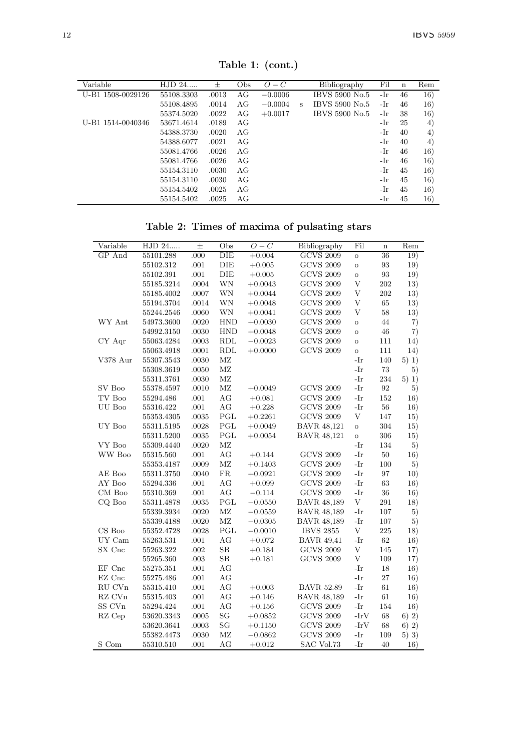**Table 1: (cont.)**

| Variable | HJD 24..... | ± | Obs | $O-C$ | | Bibliography | Fil | n | Rem |
|---|---|---|---|---|---|---|---|---|---|
| U-B1 1508-0029126 | 55108.3303 | .0013 | AG | $-0.0006$ | | IBVS 5900 No.5 | -Ir | 46 | 16) |
| | 55108.4895 | .0014 | AG | $-0.0004$ | s | IBVS 5900 No.5 | -Ir | 46 | 16) |
| | 55374.5020 | .0022 | AG | $+0.0017$ | | IBVS 5900 No.5 | -Ir | 38 | 16) |
| U-B1 1514-0040346 | 53671.4614 | .0189 | AG | | | | -Ir | 25 | 4) |
| | 54388.3730 | .0020 | AG | | | | -Ir | 40 | 4) |
| | 54388.6077 | .0021 | AG | | | | -Ir | 40 | 4) |
| | 55081.4766 | .0026 | AG | | | | -Ir | 46 | 16) |
| | 55081.4766 | .0026 | AG | | | | -Ir | 46 | 16) |
| | 55154.3110 | .0030 | AG | | | | -Ir | 45 | 16) |
| | 55154.3110 | .0030 | AG | | | | -Ir | 45 | 16) |
| | 55154.5402 | .0025 | AG | | | | -Ir | 45 | 16) |
| | 55154.5402 | .0025 | AG | | | | -Ir | 45 | 16) |

**Table 2: Times of maxima of pulsating stars**

| Variable | HJD 24..... | ± | Obs | $O-C$ | Bibliography | Fil | n | Rem |
|---|---|---|---|---|---|---|---|---|
| GP And | 55101.288 | .000 | DIE | $+0.004$ | GCVS 2009 | o | 36 | 19) |
| | 55102.312 | .001 | DIE | $+0.005$ | GCVS 2009 | o | 93 | 19) |
| | 55102.391 | .001 | DIE | $+0.005$ | GCVS 2009 | o | 93 | 19) |
| | 55185.3214 | .0004 | WN | $+0.0043$ | GCVS 2009 | V | 202 | 13) |
| | 55185.4002 | .0007 | WN | $+0.0044$ | GCVS 2009 | V | 202 | 13) |
| | 55194.3704 | .0014 | WN | $+0.0048$ | GCVS 2009 | V | 65 | 13) |
| | 55244.2546 | .0060 | WN | $+0.0041$ | GCVS 2009 | V | 58 | 13) |
| WY Ant | 54973.3600 | .0020 | HND | $+0.0030$ | GCVS 2009 | o | 44 | 7) |
| | 54992.3150 | .0030 | HND | $+0.0048$ | GCVS 2009 | o | 46 | 7) |
| CY Aqr | 55063.4284 | .0003 | RDL | $-0.0023$ | GCVS 2009 | o | 111 | 14) |
| | 55063.4918 | .0001 | RDL | $+0.0000$ | GCVS 2009 | o | 111 | 14) |
| V378 Aur | 55307.3543 | .0030 | MZ | | | -Ir | 140 | 5) 1) |
| | 55308.3619 | .0050 | MZ | | | -Ir | 73 | 5) |
| | 55311.3761 | .0030 | MZ | | | -Ir | 234 | 5) 1) |
| SV Boo | 55378.4597 | .0010 | MZ | $+0.0049$ | GCVS 2009 | -Ir | 92 | 5) |
| TV Boo | 55294.486 | .001 | AG | $+0.081$ | GCVS 2009 | -Ir | 152 | 16) |
| UU Boo | 55316.422 | .001 | AG | $+0.228$ | GCVS 2009 | -Ir | 56 | 16) |
| | 55353.4305 | .0035 | PGL | $+0.2261$ | GCVS 2009 | V | 147 | 15) |
| UY Boo | 55311.5195 | .0028 | PGL | $+0.0049$ | BAVR 48,121 | o | 304 | 15) |
| | 55311.5200 | .0035 | PGL | $+0.0054$ | BAVR 48,121 | o | 306 | 15) |
| VY Boo | 55309.4440 | .0020 | MZ | | | -Ir | 134 | 5) |
| WW Boo | 55315.560 | .001 | AG | $+0.144$ | GCVS 2009 | -Ir | 50 | 16) |
| | 55353.4187 | .0009 | MZ | $+0.1403$ | GCVS 2009 | -Ir | 100 | 5) |
| AE Boo | 55311.3750 | .0040 | FR | $+0.0921$ | GCVS 2009 | -Ir | 97 | 10) |
| AY Boo | 55294.336 | .001 | AG | $+0.099$ | GCVS 2009 | -Ir | 63 | 16) |
| CM Boo | 55310.369 | .001 | AG | $-0.114$ | GCVS 2009 | -Ir | 36 | 16) |
| CQ Boo | 55311.4878 | .0035 | PGL | $-0.0550$ | BAVR 48,189 | V | 291 | 18) |
| | 55339.3934 | .0020 | MZ | $-0.0559$ | BAVR 48,189 | -Ir | 107 | 5) |
| | 55339.4188 | .0020 | MZ | $-0.0305$ | BAVR 48,189 | -Ir | 107 | 5) |
| CS Boo | 55352.4728 | .0028 | PGL | $-0.0010$ | IBVS 2855 | V | 225 | 18) |
| UY Cam | 55263.531 | .001 | AG | $+0.072$ | BAVR 49,41 | -Ir | 62 | 16) |
| SX Cnc | 55263.322 | .002 | SB | $+0.184$ | GCVS 2009 | V | 145 | 17) |
| | 55265.360 | .003 | SB | $+0.181$ | GCVS 2009 | V | 109 | 17) |
| EF Cnc | 55275.351 | .001 | AG | | | -Ir | 18 | 16) |
| EZ Cnc | 55275.486 | .001 | AG | | | -Ir | 27 | 16) |
| RU CVn | 55315.410 | .001 | AG | $+0.003$ | BAVR 52.89 | -Ir | 61 | 16) |
| RZ CVn | 55315.403 | .001 | AG | $+0.146$ | BAVR 48,189 | -Ir | 61 | 16) |
| SS CVn | 55294.424 | .001 | AG | $+0.156$ | GCVS 2009 | -Ir | 154 | 16) |
| RZ Cep | 53620.3343 | .0005 | SG | $+0.0852$ | GCVS 2009 | -IrV | 68 | 6) 2) |
| | 53620.3641 | .0003 | SG | $+0.1150$ | GCVS 2009 | -IrV | 68 | 6) 2) |
| | 55382.4473 | .0030 | MZ | $-0.0862$ | GCVS 2009 | -Ir | 109 | 5) 3) |
| S Com | 55310.510 | .001 | AG | $+0.012$ | SAC Vol.73 | -Ir | 40 | 16) |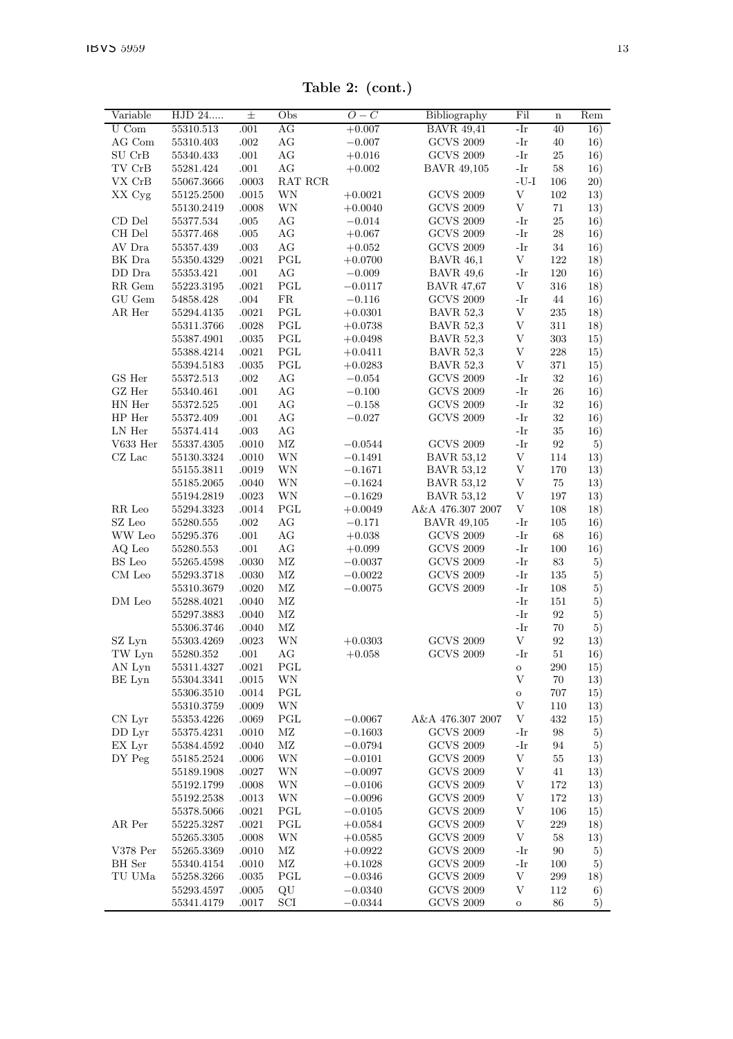**Table 2: (cont.)**

| Variable | HJD 24..... | ± | Obs | $O-C$ | Bibliography | Fil | n | Rem |
|---|---|---|---|---|---|---|---|---|
| U Com | 55310.513 | .001 | AG | +0.007 | BAVR 49,41 | -Ir | 40 | 16) |
| AG Com | 55310.403 | .002 | AG | −0.007 | GCVS 2009 | -Ir | 40 | 16) |
| SU CrB | 55340.433 | .001 | AG | +0.016 | GCVS 2009 | -Ir | 25 | 16) |
| TV CrB | 55281.424 | .001 | AG | +0.002 | BAVR 49,105 | -Ir | 58 | 16) |
| VX CrB | 55067.3666 | .0003 | RAT RCR | | | -U-I | 106 | 20) |
| XX Cyg | 55125.2500 | .0015 | WN | +0.0021 | GCVS 2009 | V | 102 | 13) |
| | 55130.2419 | .0008 | WN | +0.0040 | GCVS 2009 | V | 71 | 13) |
| CD Del | 55377.534 | .005 | AG | −0.014 | GCVS 2009 | -Ir | 25 | 16) |
| CH Del | 55377.468 | .005 | AG | +0.067 | GCVS 2009 | -Ir | 28 | 16) |
| AV Dra | 55357.439 | .003 | AG | +0.052 | GCVS 2009 | -Ir | 34 | 16) |
| BK Dra | 55350.4329 | .0021 | PGL | +0.0700 | BAVR 46,1 | V | 122 | 18) |
| DD Dra | 55353.421 | .001 | AG | −0.009 | BAVR 49,6 | -Ir | 120 | 16) |
| RR Gem | 55223.3195 | .0021 | PGL | −0.0117 | BAVR 47,67 | V | 316 | 18) |
| GU Gem | 54858.428 | .004 | FR | −0.116 | GCVS 2009 | -Ir | 44 | 16) |
| AR Her | 55294.4135 | .0021 | PGL | +0.0301 | BAVR 52,3 | V | 235 | 18) |
| | 55311.3766 | .0028 | PGL | +0.0738 | BAVR 52,3 | V | 311 | 18) |
| | 55387.4901 | .0035 | PGL | +0.0498 | BAVR 52,3 | V | 303 | 15) |
| | 55388.4214 | .0021 | PGL | +0.0411 | BAVR 52,3 | V | 228 | 15) |
| | 55394.5183 | .0035 | PGL | +0.0283 | BAVR 52,3 | V | 371 | 15) |
| GS Her | 55372.513 | .002 | AG | −0.054 | GCVS 2009 | -Ir | 32 | 16) |
| GZ Her | 55340.461 | .001 | AG | −0.100 | GCVS 2009 | -Ir | 26 | 16) |
| HN Her | 55372.525 | .001 | AG | −0.158 | GCVS 2009 | -Ir | 32 | 16) |
| HP Her | 55372.409 | .001 | AG | −0.027 | GCVS 2009 | -Ir | 32 | 16) |
| LN Her | 55374.414 | .003 | AG | | | -Ir | 35 | 16) |
| V633 Her | 55337.4305 | .0010 | MZ | −0.0544 | GCVS 2009 | -Ir | 92 | 5) |
| CZ Lac | 55130.3324 | .0010 | WN | −0.1491 | BAVR 53,12 | V | 114 | 13) |
| | 55155.3811 | .0019 | WN | −0.1671 | BAVR 53,12 | V | 170 | 13) |
| | 55185.2065 | .0040 | WN | −0.1624 | BAVR 53,12 | V | 75 | 13) |
| | 55194.2819 | .0023 | WN | −0.1629 | BAVR 53,12 | V | 197 | 13) |
| RR Leo | 55294.3323 | .0014 | PGL | +0.0049 | A&A 476.307 2007 | V | 108 | 18) |
| SZ Leo | 55280.555 | .002 | AG | −0.171 | BAVR 49,105 | -Ir | 105 | 16) |
| WW Leo | 55295.376 | .001 | AG | +0.038 | GCVS 2009 | -Ir | 68 | 16) |
| AQ Leo | 55280.553 | .001 | AG | +0.099 | GCVS 2009 | -Ir | 100 | 16) |
| BS Leo | 55265.4598 | .0030 | MZ | −0.0037 | GCVS 2009 | -Ir | 83 | 5) |
| CM Leo | 55293.3718 | .0030 | MZ | −0.0022 | GCVS 2009 | -Ir | 135 | 5) |
| | 55310.3679 | .0020 | MZ | −0.0075 | GCVS 2009 | -Ir | 108 | 5) |
| DM Leo | 55288.4021 | .0040 | MZ | | | -Ir | 151 | 5) |
| | 55297.3883 | .0040 | MZ | | | -Ir | 92 | 5) |
| | 55306.3746 | .0040 | MZ | | | -Ir | 70 | 5) |
| SZ Lyn | 55303.4269 | .0023 | WN | +0.0303 | GCVS 2009 | V | 92 | 13) |
| TW Lyn | 55280.352 | .001 | AG | +0.058 | GCVS 2009 | -Ir | 51 | 16) |
| AN Lyn | 55311.4327 | .0021 | PGL | | | o | 290 | 15) |
| BE Lyn | 55304.3341 | .0015 | WN | | | V | 70 | 13) |
| | 55306.3510 | .0014 | PGL | | | o | 707 | 15) |
| | 55310.3759 | .0009 | WN | | | V | 110 | 13) |
| CN Lyr | 55353.4226 | .0069 | PGL | −0.0067 | A&A 476.307 2007 | V | 432 | 15) |
| DD Lyr | 55375.4231 | .0010 | MZ | −0.1603 | GCVS 2009 | -Ir | 98 | 5) |
| EX Lyr | 55384.4592 | .0040 | MZ | −0.0794 | GCVS 2009 | -Ir | 94 | 5) |
| DY Peg | 55185.2524 | .0006 | WN | −0.0101 | GCVS 2009 | V | 55 | 13) |
| | 55189.1908 | .0027 | WN | −0.0097 | GCVS 2009 | V | 41 | 13) |
| | 55192.1799 | .0008 | WN | −0.0106 | GCVS 2009 | V | 172 | 13) |
| | 55192.2538 | .0013 | WN | −0.0096 | GCVS 2009 | V | 172 | 13) |
| | 55378.5066 | .0021 | PGL | −0.0105 | GCVS 2009 | V | 106 | 15) |
| AR Per | 55225.3287 | .0021 | PGL | +0.0584 | GCVS 2009 | V | 229 | 18) |
| | 55265.3305 | .0008 | WN | +0.0585 | GCVS 2009 | V | 58 | 13) |
| V378 Per | 55265.3369 | .0010 | MZ | +0.0922 | GCVS 2009 | -Ir | 90 | 5) |
| BH Ser | 55340.4154 | .0010 | MZ | +0.1028 | GCVS 2009 | -Ir | 100 | 5) |
| TU UMa | 55258.3266 | .0035 | PGL | −0.0346 | GCVS 2009 | V | 299 | 18) |
| | 55293.4597 | .0005 | QU | −0.0340 | GCVS 2009 | V | 112 | 6) |
| | 55341.4179 | .0017 | SCI | −0.0344 | GCVS 2009 | o | 86 | 5) |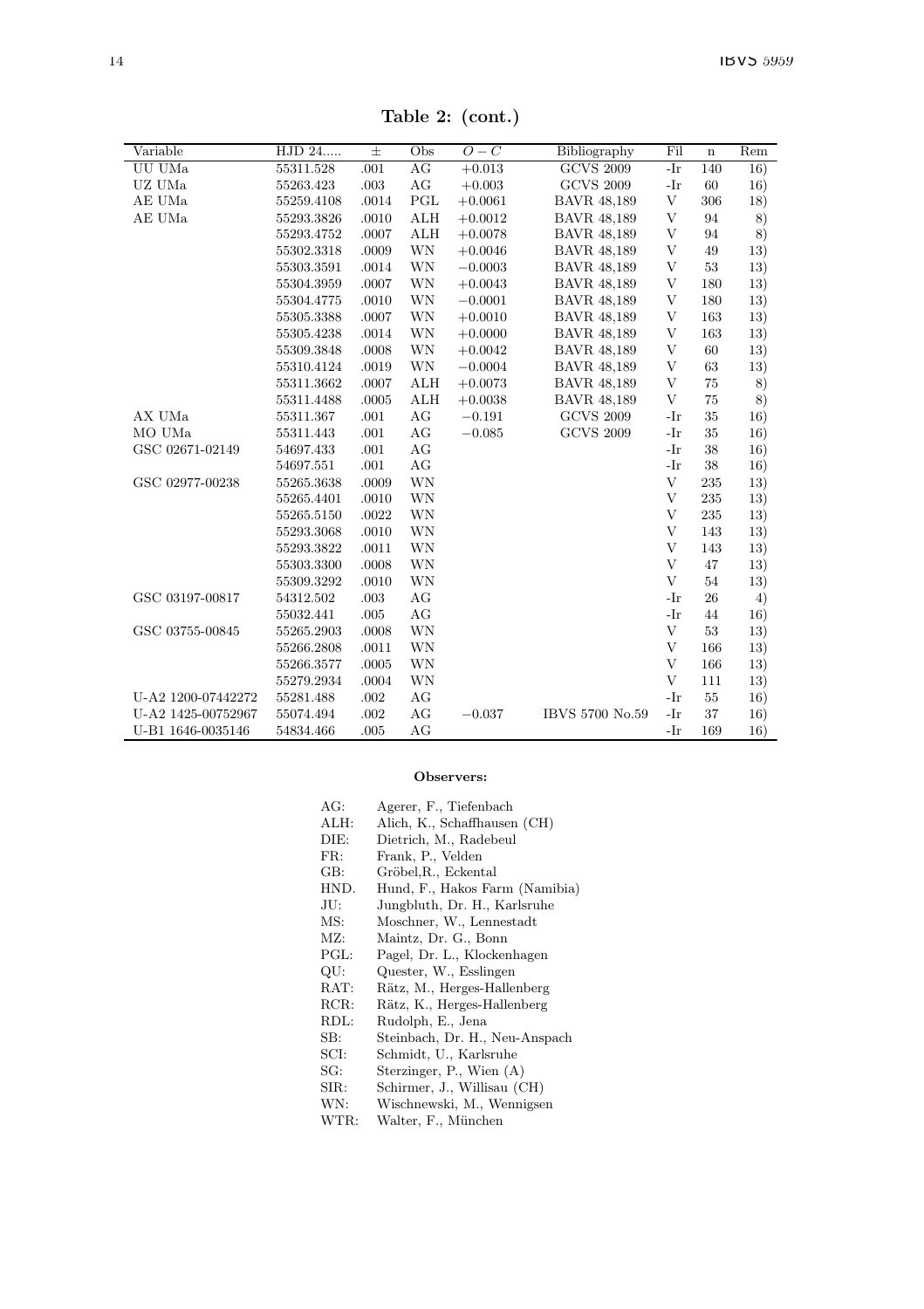**Table 2: (cont.)**

| Variable | HJD 24..... | ± | Obs | $O-C$ | Bibliography | Fil | n | Rem |
|---|---|---|---|---|---|---|---|---|
| UU UMa | 55311.528 | .001 | AG | +0.013 | GCVS 2009 | -Ir | 140 | 16) |
| UZ UMa | 55263.423 | .003 | AG | +0.003 | GCVS 2009 | -Ir | 60 | 16) |
| AE UMa | 55259.4108 | .0014 | PGL | +0.0061 | BAVR 48,189 | V | 306 | 18) |
| AE UMa | 55293.3826 | .0010 | ALH | +0.0012 | BAVR 48,189 | V | 94 | 8) |
| | 55293.4752 | .0007 | ALH | +0.0078 | BAVR 48,189 | V | 94 | 8) |
| | 55302.3318 | .0009 | WN | +0.0046 | BAVR 48,189 | V | 49 | 13) |
| | 55303.3591 | .0014 | WN | −0.0003 | BAVR 48,189 | V | 53 | 13) |
| | 55304.3959 | .0007 | WN | +0.0043 | BAVR 48,189 | V | 180 | 13) |
| | 55304.4775 | .0010 | WN | −0.0001 | BAVR 48,189 | V | 180 | 13) |
| | 55305.3388 | .0007 | WN | +0.0010 | BAVR 48,189 | V | 163 | 13) |
| | 55305.4238 | .0014 | WN | +0.0000 | BAVR 48,189 | V | 163 | 13) |
| | 55309.3848 | .0008 | WN | +0.0042 | BAVR 48,189 | V | 60 | 13) |
| | 55310.4124 | .0019 | WN | −0.0004 | BAVR 48,189 | V | 63 | 13) |
| | 55311.3662 | .0007 | ALH | +0.0073 | BAVR 48,189 | V | 75 | 8) |
| | 55311.4488 | .0005 | ALH | +0.0038 | BAVR 48,189 | V | 75 | 8) |
| AX UMa | 55311.367 | .001 | AG | −0.191 | GCVS 2009 | -Ir | 35 | 16) |
| MO UMa | 55311.443 | .001 | AG | −0.085 | GCVS 2009 | -Ir | 35 | 16) |
| GSC 02671-02149 | 54697.433 | .001 | AG | | | -Ir | 38 | 16) |
| | 54697.551 | .001 | AG | | | -Ir | 38 | 16) |
| GSC 02977-00238 | 55265.3638 | .0009 | WN | | | V | 235 | 13) |
| | 55265.4401 | .0010 | WN | | | V | 235 | 13) |
| | 55265.5150 | .0022 | WN | | | V | 235 | 13) |
| | 55293.3068 | .0010 | WN | | | V | 143 | 13) |
| | 55293.3822 | .0011 | WN | | | V | 143 | 13) |
| | 55303.3300 | .0008 | WN | | | V | 47 | 13) |
| | 55309.3292 | .0010 | WN | | | V | 54 | 13) |
| GSC 03197-00817 | 54312.502 | .003 | AG | | | -Ir | 26 | 4) |
| | 55032.441 | .005 | AG | | | -Ir | 44 | 16) |
| GSC 03755-00845 | 55265.2903 | .0008 | WN | | | V | 53 | 13) |
| | 55266.2808 | .0011 | WN | | | V | 166 | 13) |
| | 55266.3577 | .0005 | WN | | | V | 166 | 13) |
| | 55279.2934 | .0004 | WN | | | V | 111 | 13) |
| U-A2 1200-07442272 | 55281.488 | .002 | AG | | | -Ir | 55 | 16) |
| U-A2 1425-00752967 | 55074.494 | .002 | AG | −0.037 | IBVS 5700 No.59 | -Ir | 37 | 16) |
| U-B1 1646-0035146 | 54834.466 | .005 | AG | | | -Ir | 169 | 16) |

**Observers:**

AG: Agerer, F., Tiefenbach
ALH: Alich, K., Schaffhausen (CH)
DIE: Dietrich, M., Radebeul
FR: Frank, P., Velden
GB: Gröbel,R., Eckental
HND. Hund, F., Hakos Farm (Namibia)
JU: Jungbluth, Dr. H., Karlsruhe
MS: Moschner, W., Lennestadt
MZ: Maintz, Dr. G., Bonn
PGL: Pagel, Dr. L., Klockenhagen
QU: Quester, W., Esslingen
RAT: Rätz, M., Herges-Hallenberg
RCR: Rätz, K., Herges-Hallenberg
RDL: Rudolph, E., Jena
SB: Steinbach, Dr. H., Neu-Anspach
SCI: Schmidt, U., Karlsruhe
SG: Sterzinger, P., Wien (A)
SIR: Schirmer, J., Willisau (CH)
WN: Wischnewski, M., Wennigsen
WTR: Walter, F., München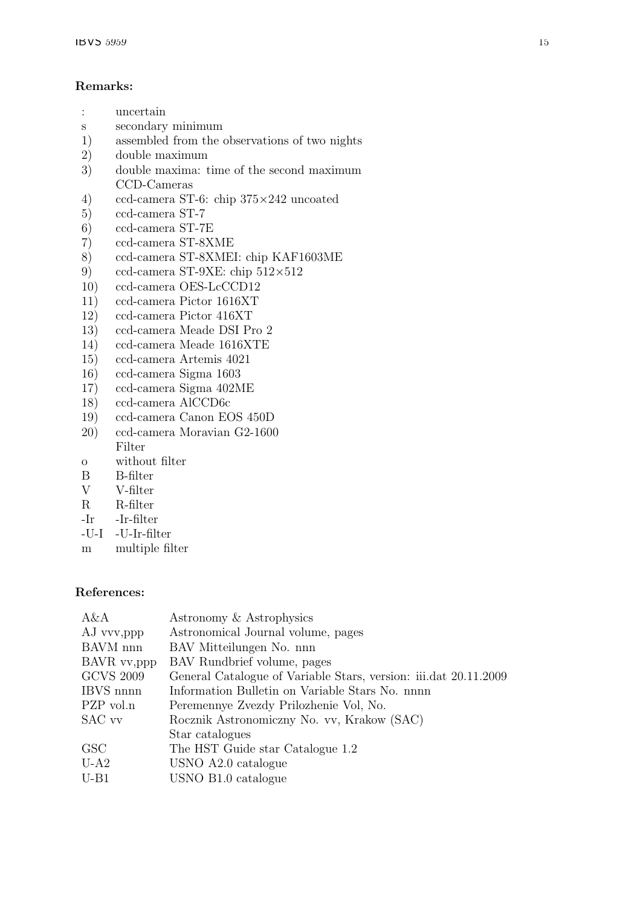**Remarks:**

| | |
|---|---|
| : | uncertain |
| s | secondary minimum |
| 1) | assembled from the observations of two nights |
| 2) | double maximum |
| 3) | double maxima: time of the second maximum |
| | CCD-Cameras |
| 4) | ccd-camera ST-6: chip 375×242 uncoated |
| 5) | ccd-camera ST-7 |
| 6) | ccd-camera ST-7E |
| 7) | ccd-camera ST-8XME |
| 8) | ccd-camera ST-8XMEI: chip KAF1603ME |
| 9) | ccd-camera ST-9XE: chip 512×512 |
| 10) | ccd-camera OES-LcCCD12 |
| 11) | ccd-camera Pictor 1616XT |
| 12) | ccd-camera Pictor 416XT |
| 13) | ccd-camera Meade DSI Pro 2 |
| 14) | ccd-camera Meade 1616XTE |
| 15) | ccd-camera Artemis 4021 |
| 16) | ccd-camera Sigma 1603 |
| 17) | ccd-camera Sigma 402ME |
| 18) | ccd-camera AlCCD6c |
| 19) | ccd-camera Canon EOS 450D |
| 20) | ccd-camera Moravian G2-1600 |
| | Filter |
| o | without filter |
| B | B-filter |
| V | V-filter |
| R | R-filter |
| -Ir | -Ir-filter |
| -U-I | -U-Ir-filter |
| m | multiple filter |

**References:**

| | |
|---|---|
| A&A | Astronomy & Astrophysics |
| AJ vvv,ppp | Astronomical Journal volume, pages |
| BAVM nnn | BAV Mitteilungen No. nnn |
| BAVR vv,ppp | BAV Rundbrief volume, pages |
| GCVS 2009 | General Catalogue of Variable Stars, version: iii.dat 20.11.2009 |
| IBVS nnnn | Information Bulletin on Variable Stars No. nnnn |
| PZP vol.n | Peremennye Zvezdy Prilozhenie Vol, No. |
| SAC vv | Rocznik Astronomiczny No. vv, Krakow (SAC) |
| | Star catalogues |
| GSC | The HST Guide star Catalogue 1.2 |
| U-A2 | USNO A2.0 catalogue |
| U-B1 | USNO B1.0 catalogue |